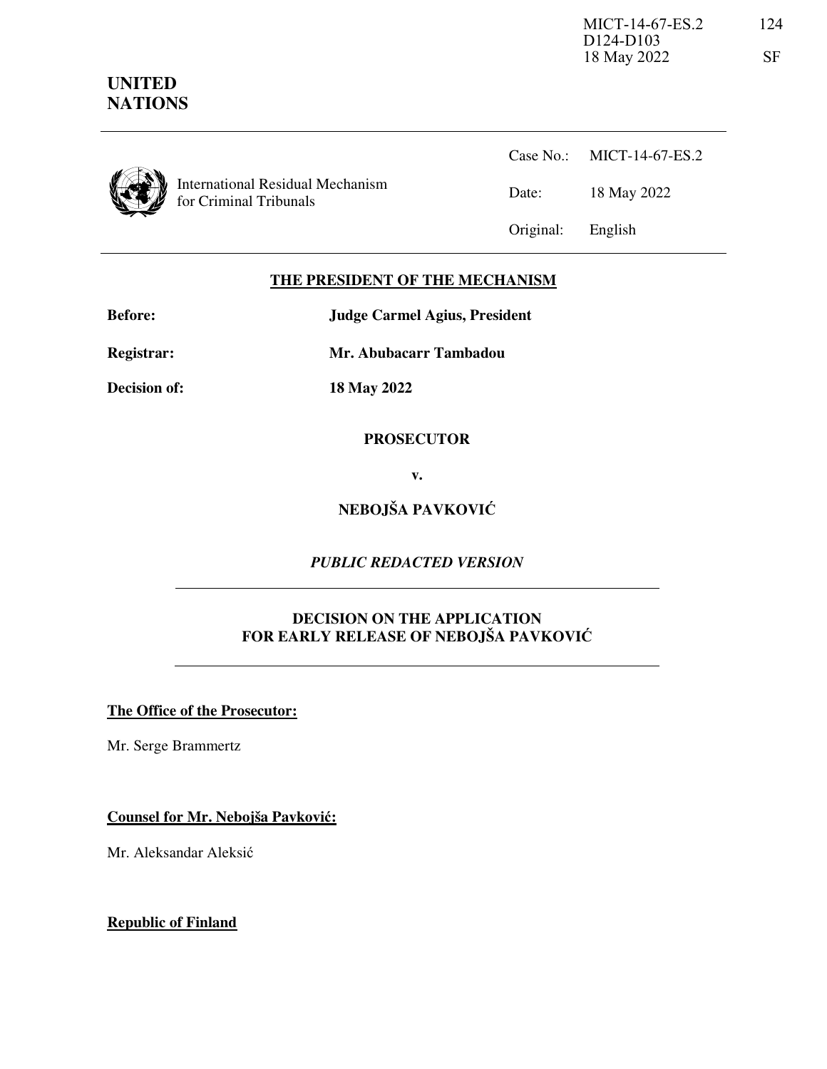MICT-14-67-ES.2
D124-D103
18 May 2022

124

SF

**UNITED NATIONS**

| | | |
|---|---|---|
| International Residual Mechanism for Criminal Tribunals | Case No.: | MICT-14-67-ES.2 |
| | Date: | 18 May 2022 |
| | Original: | English |

**THE PRESIDENT OF THE MECHANISM**

**Before:** **Judge Carmel Agius, President**

**Registrar:** **Mr. Abubacarr Tambadou**

**Decision of:** **18 May 2022**

**PROSECUTOR**

**v.**

**NEBOJŠA PAVKOVIĆ**

*PUBLIC REDACTED VERSION*

**DECISION ON THE APPLICATION FOR EARLY RELEASE OF NEBOJŠA PAVKOVIĆ**

**The Office of the Prosecutor:**

Mr. Serge Brammertz

**Counsel for Mr. Nebojša Pavković:**

Mr. Aleksandar Aleksić

**Republic of Finland**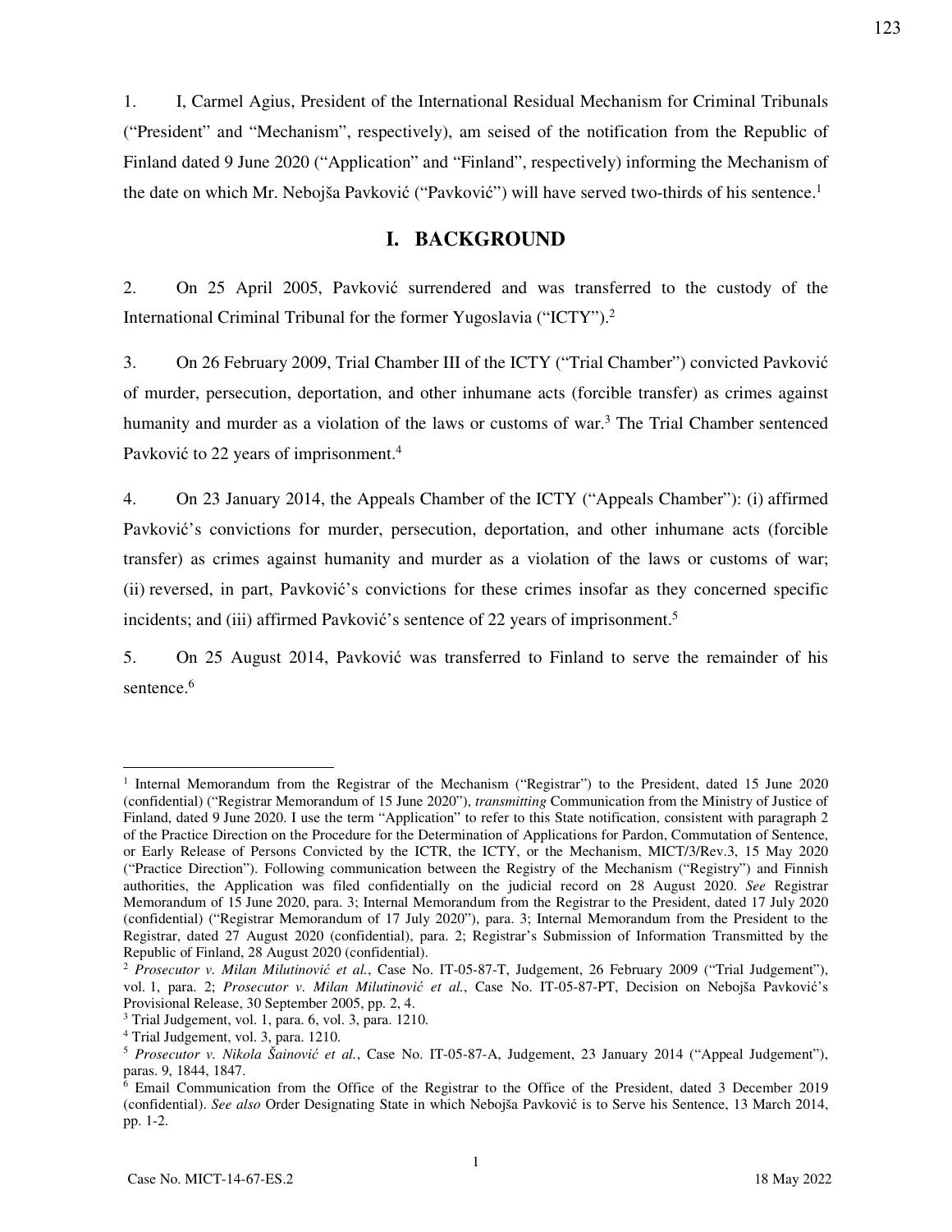1. I, Carmel Agius, President of the International Residual Mechanism for Criminal Tribunals ("President" and "Mechanism", respectively), am seised of the notification from the Republic of Finland dated 9 June 2020 ("Application" and "Finland", respectively) informing the Mechanism of the date on which Mr. Nebojša Pavković ("Pavković") will have served two-thirds of his sentence.[1]

## I. BACKGROUND

2. On 25 April 2005, Pavković surrendered and was transferred to the custody of the International Criminal Tribunal for the former Yugoslavia ("ICTY").[2]

3. On 26 February 2009, Trial Chamber III of the ICTY ("Trial Chamber") convicted Pavković of murder, persecution, deportation, and other inhumane acts (forcible transfer) as crimes against humanity and murder as a violation of the laws or customs of war.[3] The Trial Chamber sentenced Pavković to 22 years of imprisonment.[4]

4. On 23 January 2014, the Appeals Chamber of the ICTY ("Appeals Chamber"): (i) affirmed Pavković's convictions for murder, persecution, deportation, and other inhumane acts (forcible transfer) as crimes against humanity and murder as a violation of the laws or customs of war; (ii) reversed, in part, Pavković's convictions for these crimes insofar as they concerned specific incidents; and (iii) affirmed Pavković's sentence of 22 years of imprisonment.[5]

5. On 25 August 2014, Pavković was transferred to Finland to serve the remainder of his sentence.[6]

---

[1] Internal Memorandum from the Registrar of the Mechanism ("Registrar") to the President, dated 15 June 2020 (confidential) ("Registrar Memorandum of 15 June 2020"), *transmitting* Communication from the Ministry of Justice of Finland, dated 9 June 2020. I use the term "Application" to refer to this State notification, consistent with paragraph 2 of the Practice Direction on the Procedure for the Determination of Applications for Pardon, Commutation of Sentence, or Early Release of Persons Convicted by the ICTR, the ICTY, or the Mechanism, MICT/3/Rev.3, 15 May 2020 ("Practice Direction"). Following communication between the Registry of the Mechanism ("Registry") and Finnish authorities, the Application was filed confidentially on the judicial record on 28 August 2020. *See* Registrar Memorandum of 15 June 2020, para. 3; Internal Memorandum from the Registrar to the President, dated 17 July 2020 (confidential) ("Registrar Memorandum of 17 July 2020"), para. 3; Internal Memorandum from the President to the Registrar, dated 27 August 2020 (confidential), para. 2; Registrar's Submission of Information Transmitted by the Republic of Finland, 28 August 2020 (confidential).

[2] *Prosecutor v. Milan Milutinović et al.*, Case No. IT-05-87-T, Judgement, 26 February 2009 ("Trial Judgement"), vol. 1, para. 2; *Prosecutor v. Milan Milutinović et al.*, Case No. IT-05-87-PT, Decision on Nebojša Pavković's Provisional Release, 30 September 2005, pp. 2, 4.

[3] Trial Judgement, vol. 1, para. 6, vol. 3, para. 1210.

[4] Trial Judgement, vol. 3, para. 1210.

[5] *Prosecutor v. Nikola Šainović et al.*, Case No. IT-05-87-A, Judgement, 23 January 2014 ("Appeal Judgement"), paras. 9, 1844, 1847.

[6] Email Communication from the Office of the Registrar to the Office of the President, dated 3 December 2019 (confidential). *See also* Order Designating State in which Nebojša Pavković is to Serve his Sentence, 13 March 2014, pp. 1-2.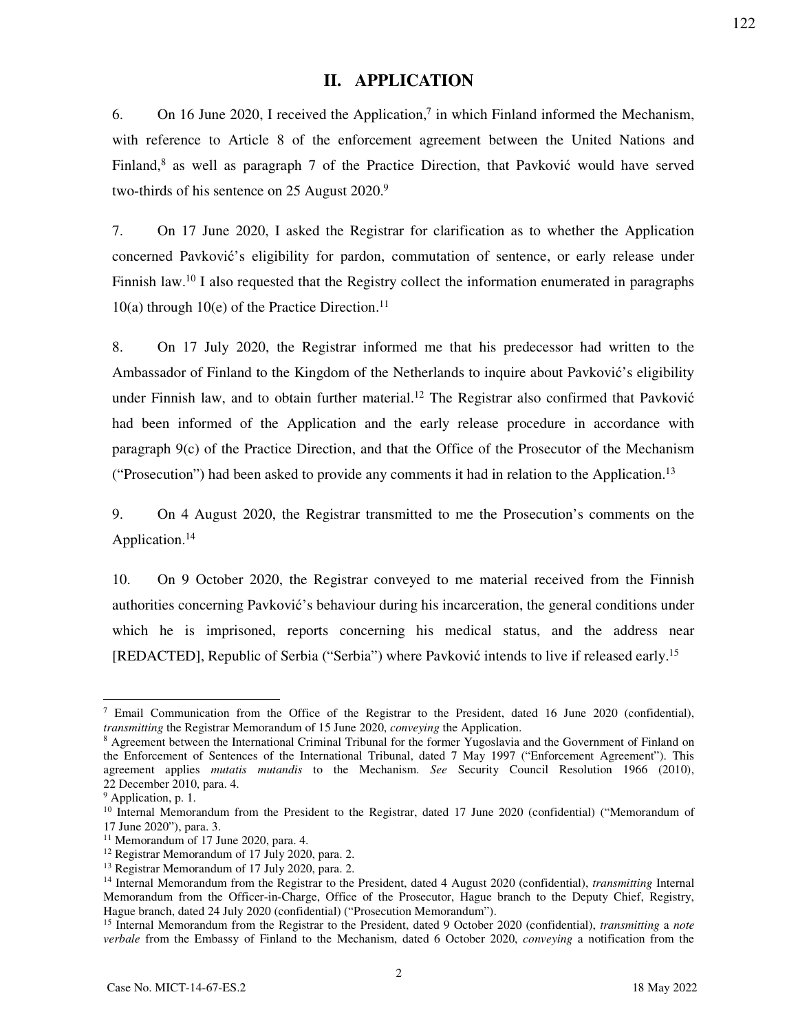## II. APPLICATION

6. On 16 June 2020, I received the Application,[7] in which Finland informed the Mechanism, with reference to Article 8 of the enforcement agreement between the United Nations and Finland,[8] as well as paragraph 7 of the Practice Direction, that Pavković would have served two-thirds of his sentence on 25 August 2020.[9]

7. On 17 June 2020, I asked the Registrar for clarification as to whether the Application concerned Pavković's eligibility for pardon, commutation of sentence, or early release under Finnish law.[10] I also requested that the Registry collect the information enumerated in paragraphs 10(a) through 10(e) of the Practice Direction.[11]

8. On 17 July 2020, the Registrar informed me that his predecessor had written to the Ambassador of Finland to the Kingdom of the Netherlands to inquire about Pavković's eligibility under Finnish law, and to obtain further material.[12] The Registrar also confirmed that Pavković had been informed of the Application and the early release procedure in accordance with paragraph 9(c) of the Practice Direction, and that the Office of the Prosecutor of the Mechanism ("Prosecution") had been asked to provide any comments it had in relation to the Application.[13]

9. On 4 August 2020, the Registrar transmitted to me the Prosecution's comments on the Application.[14]

10. On 9 October 2020, the Registrar conveyed to me material received from the Finnish authorities concerning Pavković's behaviour during his incarceration, the general conditions under which he is imprisoned, reports concerning his medical status, and the address near [REDACTED], Republic of Serbia ("Serbia") where Pavković intends to live if released early.[15]

---

[7] Email Communication from the Office of the Registrar to the President, dated 16 June 2020 (confidential), *transmitting* the Registrar Memorandum of 15 June 2020, *conveying* the Application.

[8] Agreement between the International Criminal Tribunal for the former Yugoslavia and the Government of Finland on the Enforcement of Sentences of the International Tribunal, dated 7 May 1997 ("Enforcement Agreement"). This agreement applies *mutatis mutandis* to the Mechanism. *See* Security Council Resolution 1966 (2010), 22 December 2010, para. 4.

[9] Application, p. 1.

[10] Internal Memorandum from the President to the Registrar, dated 17 June 2020 (confidential) ("Memorandum of 17 June 2020"), para. 3.

[11] Memorandum of 17 June 2020, para. 4.

[12] Registrar Memorandum of 17 July 2020, para. 2.

[13] Registrar Memorandum of 17 July 2020, para. 2.

[14] Internal Memorandum from the Registrar to the President, dated 4 August 2020 (confidential), *transmitting* Internal Memorandum from the Officer-in-Charge, Office of the Prosecutor, Hague branch to the Deputy Chief, Registry, Hague branch, dated 24 July 2020 (confidential) ("Prosecution Memorandum").

[15] Internal Memorandum from the Registrar to the President, dated 9 October 2020 (confidential), *transmitting* a *note verbale* from the Embassy of Finland to the Mechanism, dated 6 October 2020, *conveying* a notification from the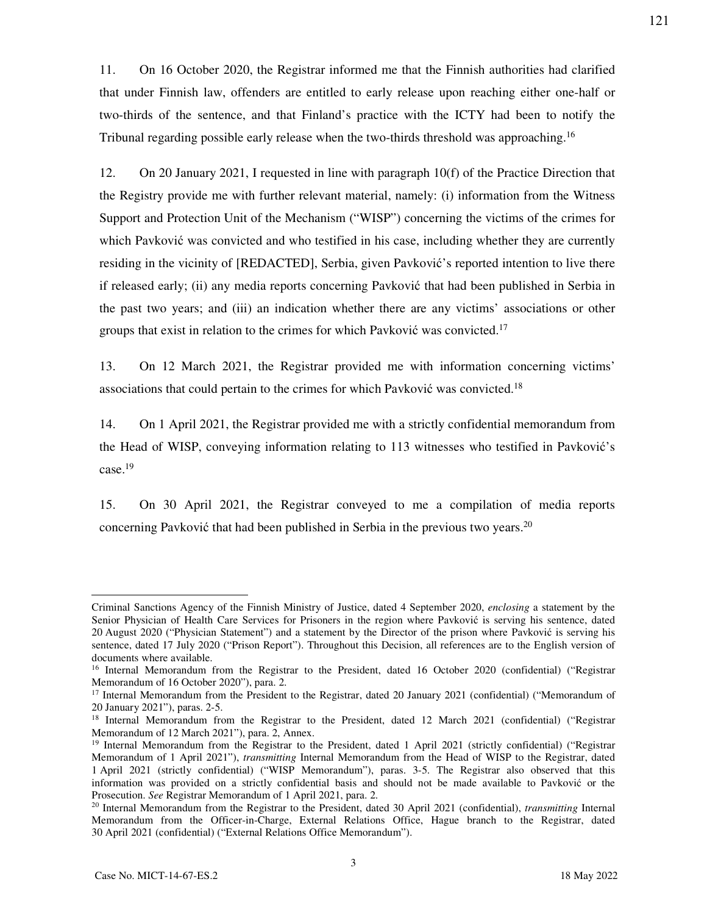11. On 16 October 2020, the Registrar informed me that the Finnish authorities had clarified that under Finnish law, offenders are entitled to early release upon reaching either one-half or two-thirds of the sentence, and that Finland's practice with the ICTY had been to notify the Tribunal regarding possible early release when the two-thirds threshold was approaching.[16]

12. On 20 January 2021, I requested in line with paragraph 10(f) of the Practice Direction that the Registry provide me with further relevant material, namely: (i) information from the Witness Support and Protection Unit of the Mechanism ("WISP") concerning the victims of the crimes for which Pavković was convicted and who testified in his case, including whether they are currently residing in the vicinity of [REDACTED], Serbia, given Pavković's reported intention to live there if released early; (ii) any media reports concerning Pavković that had been published in Serbia in the past two years; and (iii) an indication whether there are any victims' associations or other groups that exist in relation to the crimes for which Pavković was convicted.[17]

13. On 12 March 2021, the Registrar provided me with information concerning victims' associations that could pertain to the crimes for which Pavković was convicted.[18]

14. On 1 April 2021, the Registrar provided me with a strictly confidential memorandum from the Head of WISP, conveying information relating to 113 witnesses who testified in Pavković's case.[19]

15. On 30 April 2021, the Registrar conveyed to me a compilation of media reports concerning Pavković that had been published in Serbia in the previous two years.[20]

---

Criminal Sanctions Agency of the Finnish Ministry of Justice, dated 4 September 2020, *enclosing* a statement by the Senior Physician of Health Care Services for Prisoners in the region where Pavković is serving his sentence, dated 20 August 2020 ("Physician Statement") and a statement by the Director of the prison where Pavković is serving his sentence, dated 17 July 2020 ("Prison Report"). Throughout this Decision, all references are to the English version of documents where available.

[16] Internal Memorandum from the Registrar to the President, dated 16 October 2020 (confidential) ("Registrar Memorandum of 16 October 2020"), para. 2.

[17] Internal Memorandum from the President to the Registrar, dated 20 January 2021 (confidential) ("Memorandum of 20 January 2021"), paras. 2-5.

[18] Internal Memorandum from the Registrar to the President, dated 12 March 2021 (confidential) ("Registrar Memorandum of 12 March 2021"), para. 2, Annex.

[19] Internal Memorandum from the Registrar to the President, dated 1 April 2021 (strictly confidential) ("Registrar Memorandum of 1 April 2021"), *transmitting* Internal Memorandum from the Head of WISP to the Registrar, dated 1 April 2021 (strictly confidential) ("WISP Memorandum"), paras. 3-5. The Registrar also observed that this information was provided on a strictly confidential basis and should not be made available to Pavković or the Prosecution. *See* Registrar Memorandum of 1 April 2021, para. 2.

[20] Internal Memorandum from the Registrar to the President, dated 30 April 2021 (confidential), *transmitting* Internal Memorandum from the Officer-in-Charge, External Relations Office, Hague branch to the Registrar, dated 30 April 2021 (confidential) ("External Relations Office Memorandum").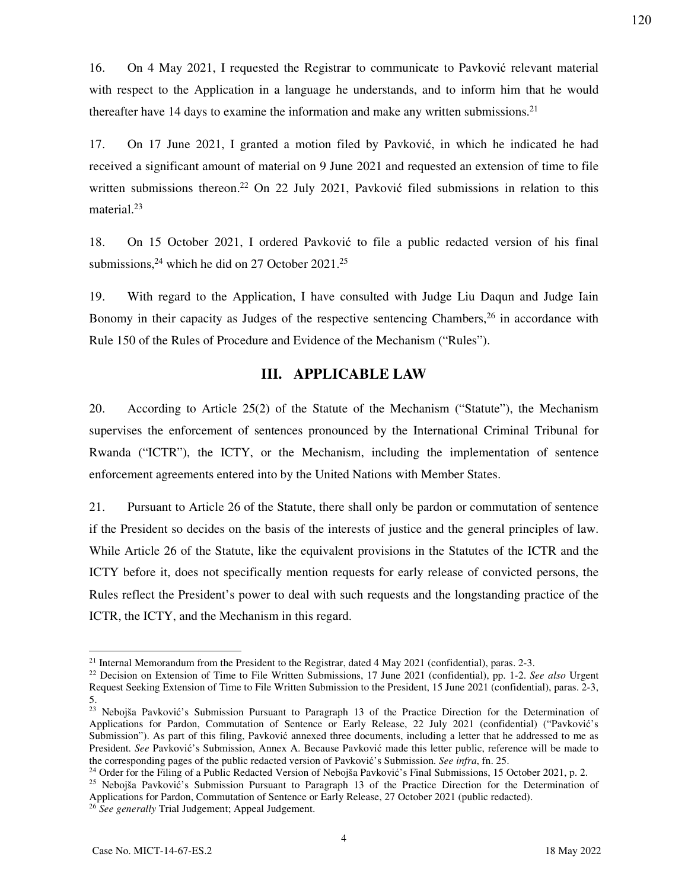16. On 4 May 2021, I requested the Registrar to communicate to Pavković relevant material with respect to the Application in a language he understands, and to inform him that he would thereafter have 14 days to examine the information and make any written submissions.[21]

17. On 17 June 2021, I granted a motion filed by Pavković, in which he indicated he had received a significant amount of material on 9 June 2021 and requested an extension of time to file written submissions thereon.[22] On 22 July 2021, Pavković filed submissions in relation to this material.[23]

18. On 15 October 2021, I ordered Pavković to file a public redacted version of his final submissions,[24] which he did on 27 October 2021.[25]

19. With regard to the Application, I have consulted with Judge Liu Daqun and Judge Iain Bonomy in their capacity as Judges of the respective sentencing Chambers,[26] in accordance with Rule 150 of the Rules of Procedure and Evidence of the Mechanism ("Rules").

## III. APPLICABLE LAW

20. According to Article 25(2) of the Statute of the Mechanism ("Statute"), the Mechanism supervises the enforcement of sentences pronounced by the International Criminal Tribunal for Rwanda ("ICTR"), the ICTY, or the Mechanism, including the implementation of sentence enforcement agreements entered into by the United Nations with Member States.

21. Pursuant to Article 26 of the Statute, there shall only be pardon or commutation of sentence if the President so decides on the basis of the interests of justice and the general principles of law. While Article 26 of the Statute, like the equivalent provisions in the Statutes of the ICTR and the ICTY before it, does not specifically mention requests for early release of convicted persons, the Rules reflect the President's power to deal with such requests and the longstanding practice of the ICTR, the ICTY, and the Mechanism in this regard.

---

[21] Internal Memorandum from the President to the Registrar, dated 4 May 2021 (confidential), paras. 2-3.

[22] Decision on Extension of Time to File Written Submissions, 17 June 2021 (confidential), pp. 1-2. *See also* Urgent Request Seeking Extension of Time to File Written Submission to the President, 15 June 2021 (confidential), paras. 2-3, 5.

[23] Nebojša Pavković's Submission Pursuant to Paragraph 13 of the Practice Direction for the Determination of Applications for Pardon, Commutation of Sentence or Early Release, 22 July 2021 (confidential) ("Pavković's Submission"). As part of this filing, Pavković annexed three documents, including a letter that he addressed to me as President. *See* Pavković's Submission, Annex A. Because Pavković made this letter public, reference will be made to the corresponding pages of the public redacted version of Pavković's Submission. *See infra*, fn. 25.

[24] Order for the Filing of a Public Redacted Version of Nebojša Pavković's Final Submissions, 15 October 2021, p. 2.

[25] Nebojša Pavković's Submission Pursuant to Paragraph 13 of the Practice Direction for the Determination of Applications for Pardon, Commutation of Sentence or Early Release, 27 October 2021 (public redacted).

[26] *See generally* Trial Judgement; Appeal Judgement.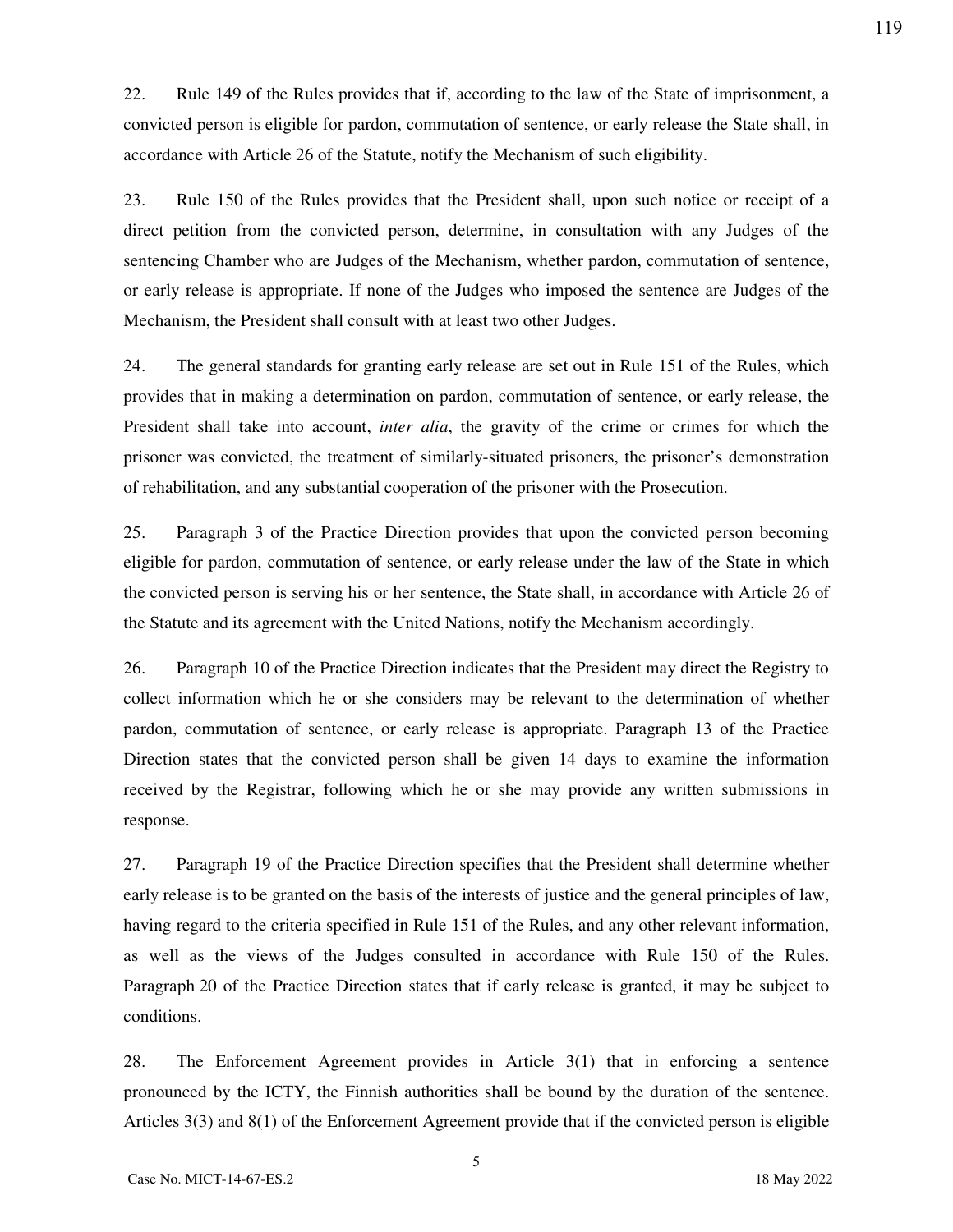22. Rule 149 of the Rules provides that if, according to the law of the State of imprisonment, a convicted person is eligible for pardon, commutation of sentence, or early release the State shall, in accordance with Article 26 of the Statute, notify the Mechanism of such eligibility.

23. Rule 150 of the Rules provides that the President shall, upon such notice or receipt of a direct petition from the convicted person, determine, in consultation with any Judges of the sentencing Chamber who are Judges of the Mechanism, whether pardon, commutation of sentence, or early release is appropriate. If none of the Judges who imposed the sentence are Judges of the Mechanism, the President shall consult with at least two other Judges.

24. The general standards for granting early release are set out in Rule 151 of the Rules, which provides that in making a determination on pardon, commutation of sentence, or early release, the President shall take into account, *inter alia*, the gravity of the crime or crimes for which the prisoner was convicted, the treatment of similarly-situated prisoners, the prisoner's demonstration of rehabilitation, and any substantial cooperation of the prisoner with the Prosecution.

25. Paragraph 3 of the Practice Direction provides that upon the convicted person becoming eligible for pardon, commutation of sentence, or early release under the law of the State in which the convicted person is serving his or her sentence, the State shall, in accordance with Article 26 of the Statute and its agreement with the United Nations, notify the Mechanism accordingly.

26. Paragraph 10 of the Practice Direction indicates that the President may direct the Registry to collect information which he or she considers may be relevant to the determination of whether pardon, commutation of sentence, or early release is appropriate. Paragraph 13 of the Practice Direction states that the convicted person shall be given 14 days to examine the information received by the Registrar, following which he or she may provide any written submissions in response.

27. Paragraph 19 of the Practice Direction specifies that the President shall determine whether early release is to be granted on the basis of the interests of justice and the general principles of law, having regard to the criteria specified in Rule 151 of the Rules, and any other relevant information, as well as the views of the Judges consulted in accordance with Rule 150 of the Rules. Paragraph 20 of the Practice Direction states that if early release is granted, it may be subject to conditions.

28. The Enforcement Agreement provides in Article 3(1) that in enforcing a sentence pronounced by the ICTY, the Finnish authorities shall be bound by the duration of the sentence. Articles 3(3) and 8(1) of the Enforcement Agreement provide that if the convicted person is eligible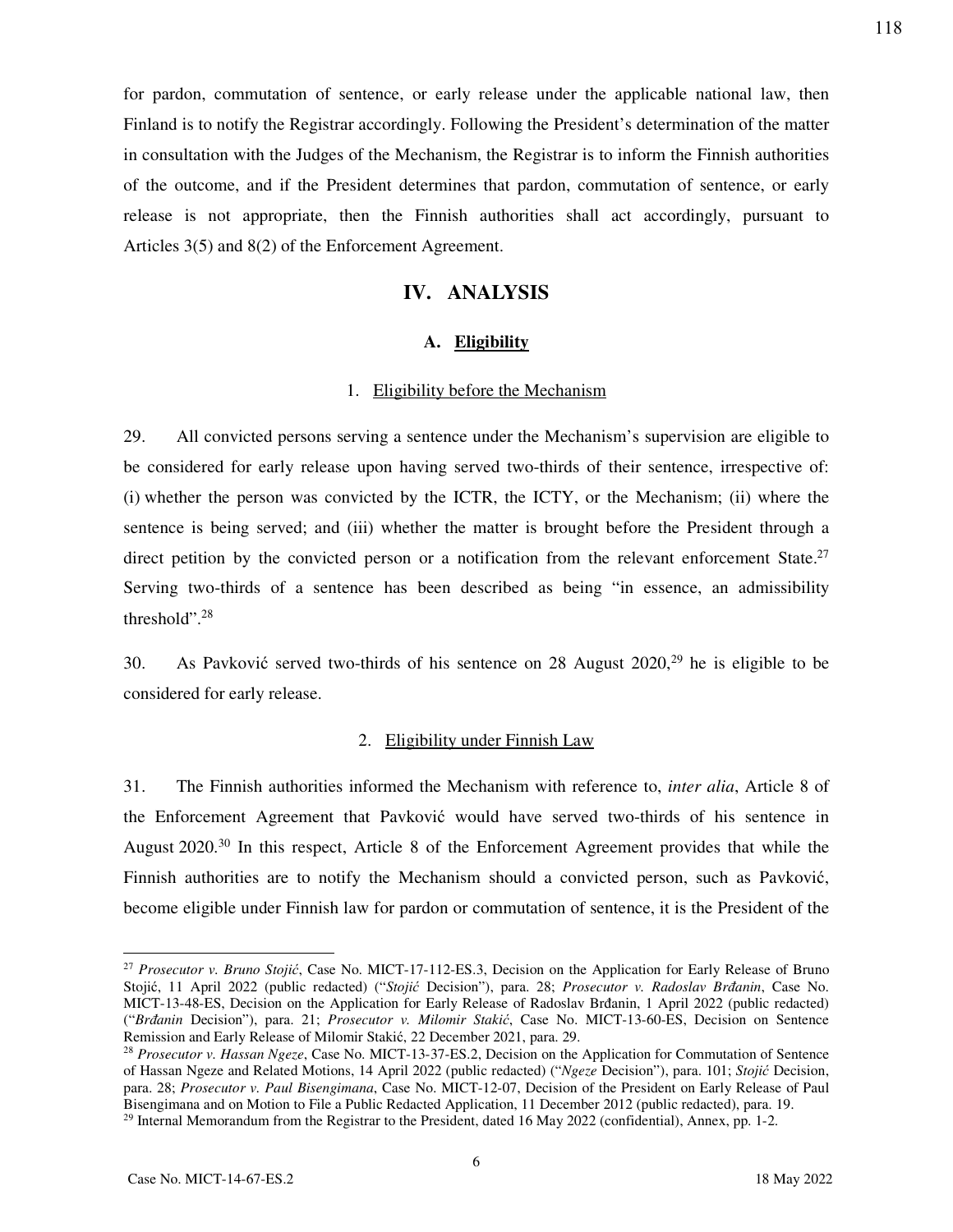for pardon, commutation of sentence, or early release under the applicable national law, then Finland is to notify the Registrar accordingly. Following the President's determination of the matter in consultation with the Judges of the Mechanism, the Registrar is to inform the Finnish authorities of the outcome, and if the President determines that pardon, commutation of sentence, or early release is not appropriate, then the Finnish authorities shall act accordingly, pursuant to Articles 3(5) and 8(2) of the Enforcement Agreement.

## IV. ANALYSIS

### A. Eligibility

#### 1. Eligibility before the Mechanism

29. All convicted persons serving a sentence under the Mechanism's supervision are eligible to be considered for early release upon having served two-thirds of their sentence, irrespective of: (i) whether the person was convicted by the ICTR, the ICTY, or the Mechanism; (ii) where the sentence is being served; and (iii) whether the matter is brought before the President through a direct petition by the convicted person or a notification from the relevant enforcement State.[27] Serving two-thirds of a sentence has been described as being "in essence, an admissibility threshold".[28]

30. As Pavković served two-thirds of his sentence on 28 August 2020,[29] he is eligible to be considered for early release.

#### 2. Eligibility under Finnish Law

31. The Finnish authorities informed the Mechanism with reference to, *inter alia*, Article 8 of the Enforcement Agreement that Pavković would have served two-thirds of his sentence in August 2020.[30] In this respect, Article 8 of the Enforcement Agreement provides that while the Finnish authorities are to notify the Mechanism should a convicted person, such as Pavković, become eligible under Finnish law for pardon or commutation of sentence, it is the President of the

---

[27] *Prosecutor v. Bruno Stojić*, Case No. MICT-17-112-ES.3, Decision on the Application for Early Release of Bruno Stojić, 11 April 2022 (public redacted) ("*Stojić* Decision"), para. 28; *Prosecutor v. Radoslav Brđanin*, Case No. MICT-13-48-ES, Decision on the Application for Early Release of Radoslav Brđanin, 1 April 2022 (public redacted) ("*Brđanin* Decision"), para. 21; *Prosecutor v. Milomir Stakić*, Case No. MICT-13-60-ES, Decision on Sentence Remission and Early Release of Milomir Stakić, 22 December 2021, para. 29.

[28] *Prosecutor v. Hassan Ngeze*, Case No. MICT-13-37-ES.2, Decision on the Application for Commutation of Sentence of Hassan Ngeze and Related Motions, 14 April 2022 (public redacted) ("*Ngeze* Decision"), para. 101; *Stojić* Decision, para. 28; *Prosecutor v. Paul Bisengimana*, Case No. MICT-12-07, Decision of the President on Early Release of Paul Bisengimana and on Motion to File a Public Redacted Application, 11 December 2012 (public redacted), para. 19.

[29] Internal Memorandum from the Registrar to the President, dated 16 May 2022 (confidential), Annex, pp. 1-2.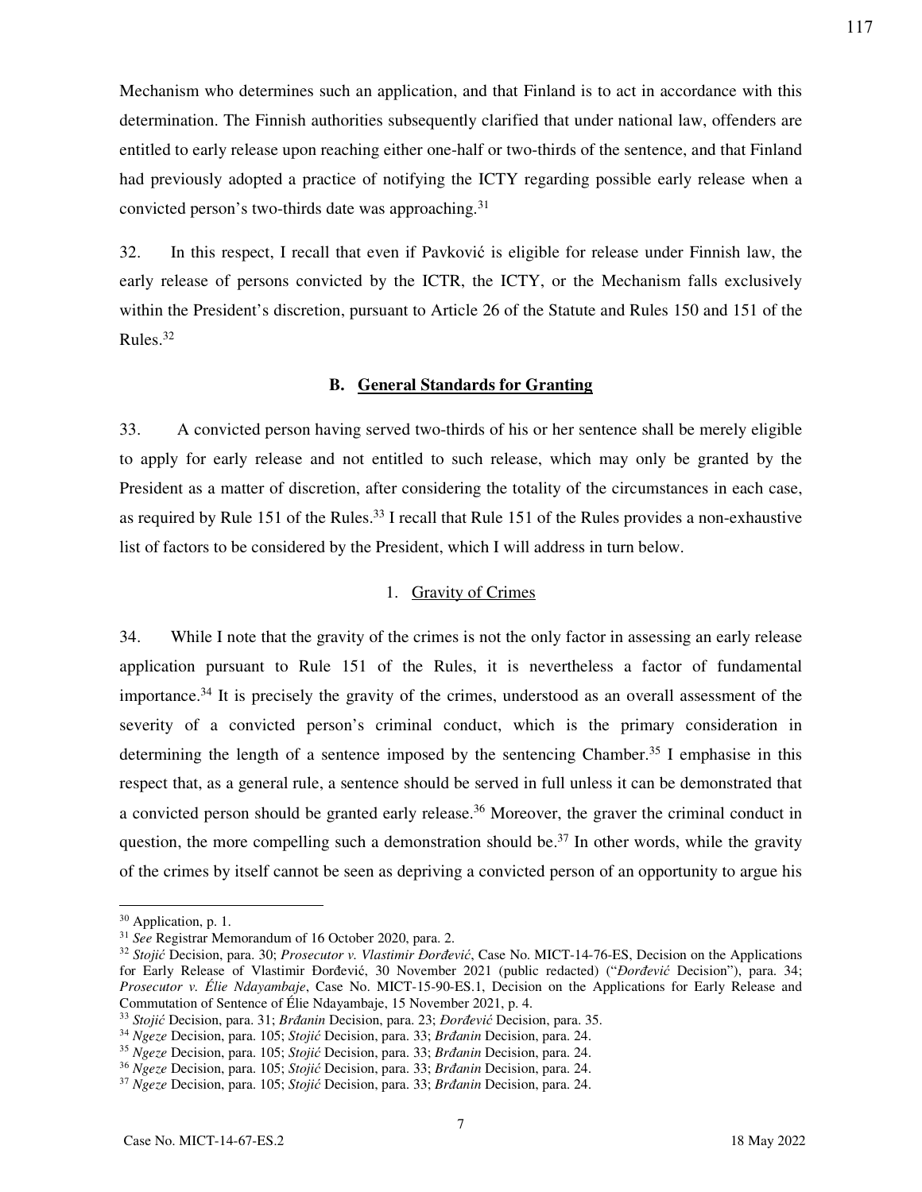Mechanism who determines such an application, and that Finland is to act in accordance with this determination. The Finnish authorities subsequently clarified that under national law, offenders are entitled to early release upon reaching either one-half or two-thirds of the sentence, and that Finland had previously adopted a practice of notifying the ICTY regarding possible early release when a convicted person's two-thirds date was approaching.[31]

32. In this respect, I recall that even if Pavković is eligible for release under Finnish law, the early release of persons convicted by the ICTR, the ICTY, or the Mechanism falls exclusively within the President's discretion, pursuant to Article 26 of the Statute and Rules 150 and 151 of the Rules.[32]

### B. General Standards for Granting

33. A convicted person having served two-thirds of his or her sentence shall be merely eligible to apply for early release and not entitled to such release, which may only be granted by the President as a matter of discretion, after considering the totality of the circumstances in each case, as required by Rule 151 of the Rules.[33] I recall that Rule 151 of the Rules provides a non-exhaustive list of factors to be considered by the President, which I will address in turn below.

#### 1. Gravity of Crimes

34. While I note that the gravity of the crimes is not the only factor in assessing an early release application pursuant to Rule 151 of the Rules, it is nevertheless a factor of fundamental importance.[34] It is precisely the gravity of the crimes, understood as an overall assessment of the severity of a convicted person's criminal conduct, which is the primary consideration in determining the length of a sentence imposed by the sentencing Chamber.[35] I emphasise in this respect that, as a general rule, a sentence should be served in full unless it can be demonstrated that a convicted person should be granted early release.[36] Moreover, the graver the criminal conduct in question, the more compelling such a demonstration should be.[37] In other words, while the gravity of the crimes by itself cannot be seen as depriving a convicted person of an opportunity to argue his

---

[30] Application, p. 1.

[31] *See* Registrar Memorandum of 16 October 2020, para. 2.

[32] *Stojić* Decision, para. 30; *Prosecutor v. Vlastimir Đorđević*, Case No. MICT-14-76-ES, Decision on the Applications for Early Release of Vlastimir Đorđević, 30 November 2021 (public redacted) ("*Đorđević* Decision"), para. 34; *Prosecutor v. Élie Ndayambaje*, Case No. MICT-15-90-ES.1, Decision on the Applications for Early Release and Commutation of Sentence of Élie Ndayambaje, 15 November 2021, p. 4.

[33] *Stojić* Decision, para. 31; *Brđanin* Decision, para. 23; *Đorđević* Decision, para. 35.

[34] *Ngeze* Decision, para. 105; *Stojić* Decision, para. 33; *Brđanin* Decision, para. 24.

[35] *Ngeze* Decision, para. 105; *Stojić* Decision, para. 33; *Brđanin* Decision, para. 24.

[36] *Ngeze* Decision, para. 105; *Stojić* Decision, para. 33; *Brđanin* Decision, para. 24.

[37] *Ngeze* Decision, para. 105; *Stojić* Decision, para. 33; *Brđanin* Decision, para. 24.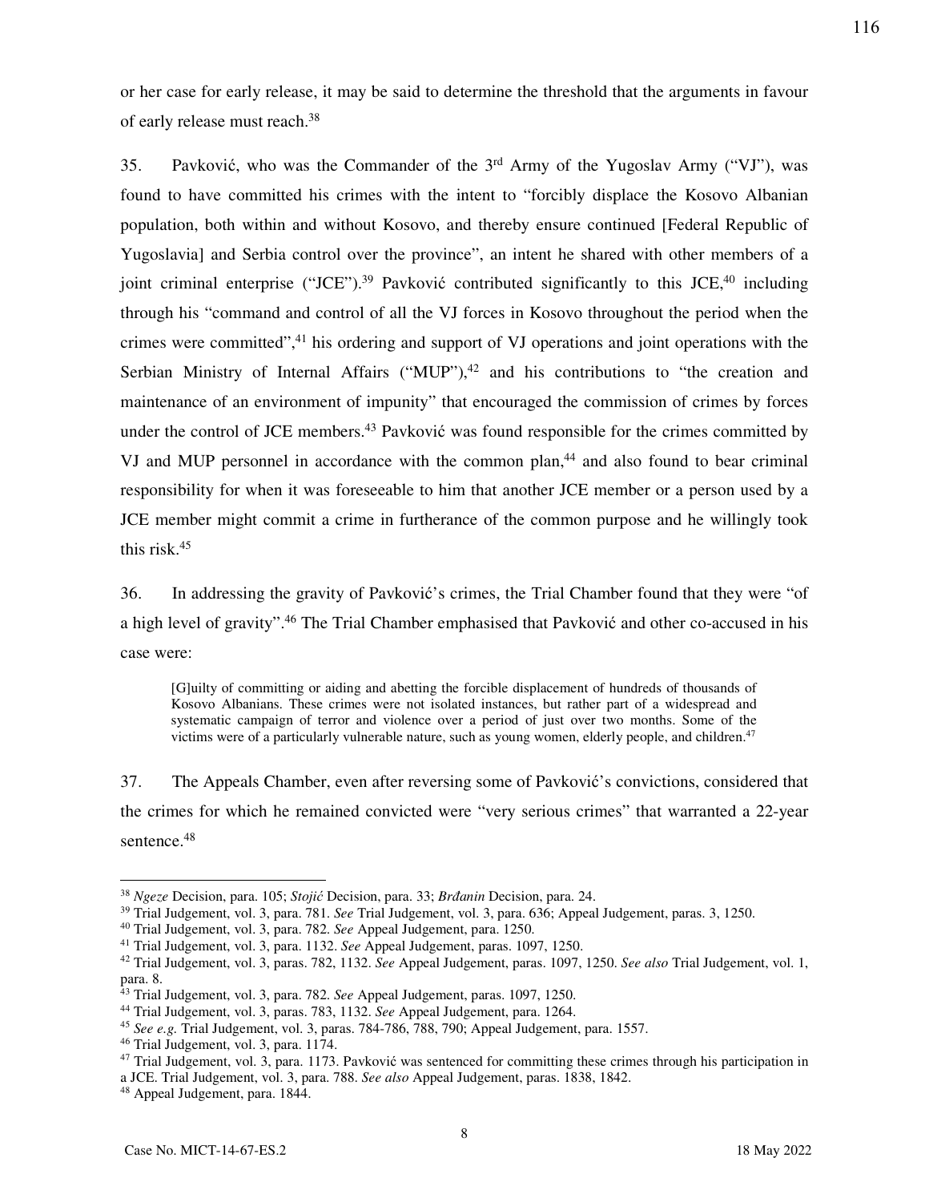or her case for early release, it may be said to determine the threshold that the arguments in favour of early release must reach.[38]

35. Pavković, who was the Commander of the 3rd Army of the Yugoslav Army ("VJ"), was found to have committed his crimes with the intent to "forcibly displace the Kosovo Albanian population, both within and without Kosovo, and thereby ensure continued [Federal Republic of Yugoslavia] and Serbia control over the province", an intent he shared with other members of a joint criminal enterprise ("JCE").[39] Pavković contributed significantly to this JCE,[40] including through his "command and control of all the VJ forces in Kosovo throughout the period when the crimes were committed",[41] his ordering and support of VJ operations and joint operations with the Serbian Ministry of Internal Affairs ("MUP"),[42] and his contributions to "the creation and maintenance of an environment of impunity" that encouraged the commission of crimes by forces under the control of JCE members.[43] Pavković was found responsible for the crimes committed by VJ and MUP personnel in accordance with the common plan,[44] and also found to bear criminal responsibility for when it was foreseeable to him that another JCE member or a person used by a JCE member might commit a crime in furtherance of the common purpose and he willingly took this risk.[45]

36. In addressing the gravity of Pavković's crimes, the Trial Chamber found that they were "of a high level of gravity".[46] The Trial Chamber emphasised that Pavković and other co-accused in his case were:

> [G]uilty of committing or aiding and abetting the forcible displacement of hundreds of thousands of Kosovo Albanians. These crimes were not isolated instances, but rather part of a widespread and systematic campaign of terror and violence over a period of just over two months. Some of the victims were of a particularly vulnerable nature, such as young women, elderly people, and children.[47]

37. The Appeals Chamber, even after reversing some of Pavković's convictions, considered that the crimes for which he remained convicted were "very serious crimes" that warranted a 22-year sentence.[48]

---

[38] *Ngeze* Decision, para. 105; *Stojić* Decision, para. 33; *Brđanin* Decision, para. 24.

[39] Trial Judgement, vol. 3, para. 781. *See* Trial Judgement, vol. 3, para. 636; Appeal Judgement, paras. 3, 1250.

[40] Trial Judgement, vol. 3, para. 782. *See* Appeal Judgement, para. 1250.

[41] Trial Judgement, vol. 3, para. 1132. *See* Appeal Judgement, paras. 1097, 1250.

[42] Trial Judgement, vol. 3, paras. 782, 1132. *See* Appeal Judgement, paras. 1097, 1250. *See also* Trial Judgement, vol. 1, para. 8.

[43] Trial Judgement, vol. 3, para. 782. *See* Appeal Judgement, paras. 1097, 1250.

[44] Trial Judgement, vol. 3, paras. 783, 1132. *See* Appeal Judgement, para. 1264.

[45] *See e.g.* Trial Judgement, vol. 3, paras. 784-786, 788, 790; Appeal Judgement, para. 1557.

[46] Trial Judgement, vol. 3, para. 1174.

[47] Trial Judgement, vol. 3, para. 1173. Pavković was sentenced for committing these crimes through his participation in a JCE. Trial Judgement, vol. 3, para. 788. *See also* Appeal Judgement, paras. 1838, 1842.

[48] Appeal Judgement, para. 1844.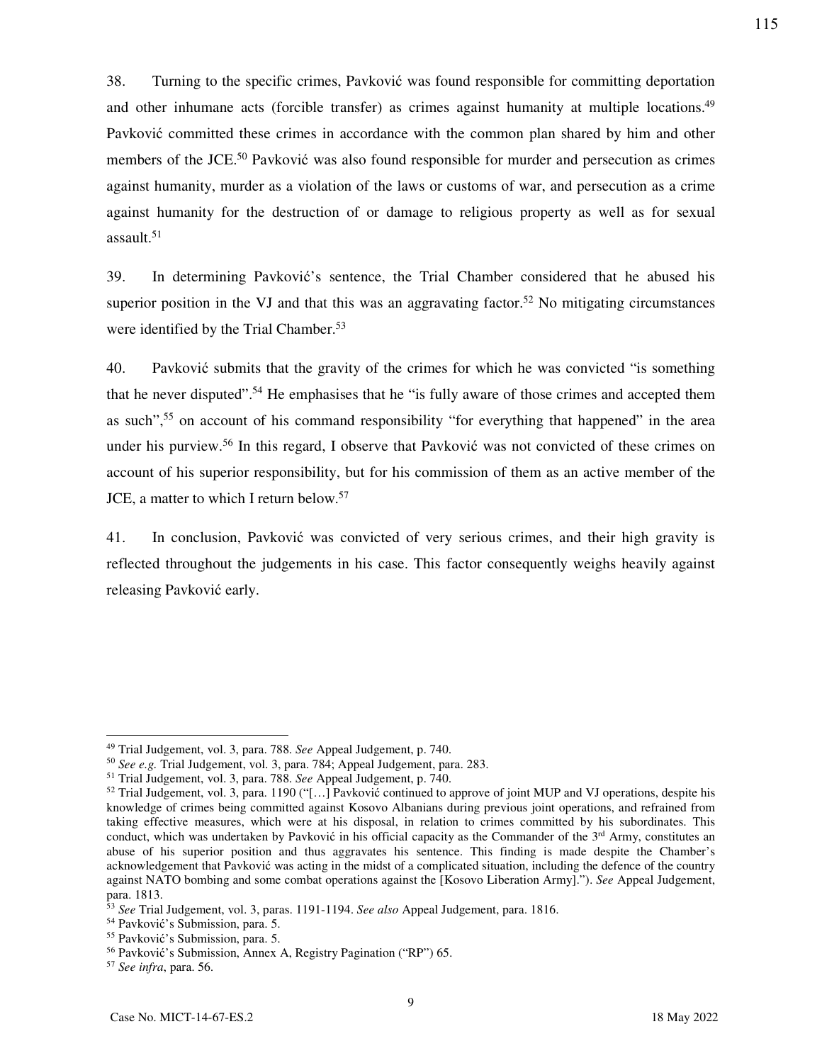38. Turning to the specific crimes, Pavković was found responsible for committing deportation and other inhumane acts (forcible transfer) as crimes against humanity at multiple locations.[49] Pavković committed these crimes in accordance with the common plan shared by him and other members of the JCE.[50] Pavković was also found responsible for murder and persecution as crimes against humanity, murder as a violation of the laws or customs of war, and persecution as a crime against humanity for the destruction of or damage to religious property as well as for sexual assault.[51]

39. In determining Pavković's sentence, the Trial Chamber considered that he abused his superior position in the VJ and that this was an aggravating factor.[52] No mitigating circumstances were identified by the Trial Chamber.[53]

40. Pavković submits that the gravity of the crimes for which he was convicted "is something that he never disputed".[54] He emphasises that he "is fully aware of those crimes and accepted them as such",[55] on account of his command responsibility "for everything that happened" in the area under his purview.[56] In this regard, I observe that Pavković was not convicted of these crimes on account of his superior responsibility, but for his commission of them as an active member of the JCE, a matter to which I return below.[57]

41. In conclusion, Pavković was convicted of very serious crimes, and their high gravity is reflected throughout the judgements in his case. This factor consequently weighs heavily against releasing Pavković early.

---

[49] Trial Judgement, vol. 3, para. 788. *See* Appeal Judgement, p. 740.

[50] *See e.g.* Trial Judgement, vol. 3, para. 784; Appeal Judgement, para. 283.

[51] Trial Judgement, vol. 3, para. 788. *See* Appeal Judgement, p. 740.

[52] Trial Judgement, vol. 3, para. 1190 ("[…] Pavković continued to approve of joint MUP and VJ operations, despite his knowledge of crimes being committed against Kosovo Albanians during previous joint operations, and refrained from taking effective measures, which were at his disposal, in relation to crimes committed by his subordinates. This conduct, which was undertaken by Pavković in his official capacity as the Commander of the 3rd Army, constitutes an abuse of his superior position and thus aggravates his sentence. This finding is made despite the Chamber's acknowledgement that Pavković was acting in the midst of a complicated situation, including the defence of the country against NATO bombing and some combat operations against the [Kosovo Liberation Army]."). *See* Appeal Judgement, para. 1813.

[53] *See* Trial Judgement, vol. 3, paras. 1191-1194. *See also* Appeal Judgement, para. 1816.

[54] Pavković's Submission, para. 5.

[55] Pavković's Submission, para. 5.

[56] Pavković's Submission, Annex A, Registry Pagination ("RP") 65.

[57] *See infra*, para. 56.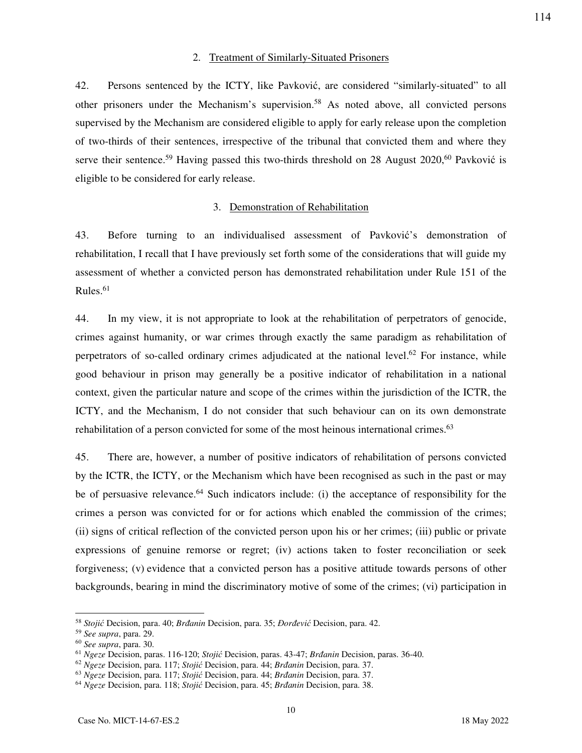### 2. Treatment of Similarly-Situated Prisoners

42. Persons sentenced by the ICTY, like Pavković, are considered "similarly-situated" to all other prisoners under the Mechanism's supervision.[58] As noted above, all convicted persons supervised by the Mechanism are considered eligible to apply for early release upon the completion of two-thirds of their sentences, irrespective of the tribunal that convicted them and where they serve their sentence.[59] Having passed this two-thirds threshold on 28 August 2020,[60] Pavković is eligible to be considered for early release.

### 3. Demonstration of Rehabilitation

43. Before turning to an individualised assessment of Pavković's demonstration of rehabilitation, I recall that I have previously set forth some of the considerations that will guide my assessment of whether a convicted person has demonstrated rehabilitation under Rule 151 of the Rules.[61]

44. In my view, it is not appropriate to look at the rehabilitation of perpetrators of genocide, crimes against humanity, or war crimes through exactly the same paradigm as rehabilitation of perpetrators of so-called ordinary crimes adjudicated at the national level.[62] For instance, while good behaviour in prison may generally be a positive indicator of rehabilitation in a national context, given the particular nature and scope of the crimes within the jurisdiction of the ICTR, the ICTY, and the Mechanism, I do not consider that such behaviour can on its own demonstrate rehabilitation of a person convicted for some of the most heinous international crimes.[63]

45. There are, however, a number of positive indicators of rehabilitation of persons convicted by the ICTR, the ICTY, or the Mechanism which have been recognised as such in the past or may be of persuasive relevance.[64] Such indicators include: (i) the acceptance of responsibility for the crimes a person was convicted for or for actions which enabled the commission of the crimes; (ii) signs of critical reflection of the convicted person upon his or her crimes; (iii) public or private expressions of genuine remorse or regret; (iv) actions taken to foster reconciliation or seek forgiveness; (v) evidence that a convicted person has a positive attitude towards persons of other backgrounds, bearing in mind the discriminatory motive of some of the crimes; (vi) participation in

---

[58] *Stojić* Decision, para. 40; *Brđanin* Decision, para. 35; *Đorđević* Decision, para. 42.

[59] *See supra*, para. 29.

[60] *See supra*, para. 30.

[61] *Ngeze* Decision, paras. 116-120; *Stojić* Decision, paras. 43-47; *Brđanin* Decision, paras. 36-40.

[62] *Ngeze* Decision, para. 117; *Stojić* Decision, para. 44; *Brđanin* Decision, para. 37.

[63] *Ngeze* Decision, para. 117; *Stojić* Decision, para. 44; *Brđanin* Decision, para. 37.

[64] *Ngeze* Decision, para. 118; *Stojić* Decision, para. 45; *Brđanin* Decision, para. 38.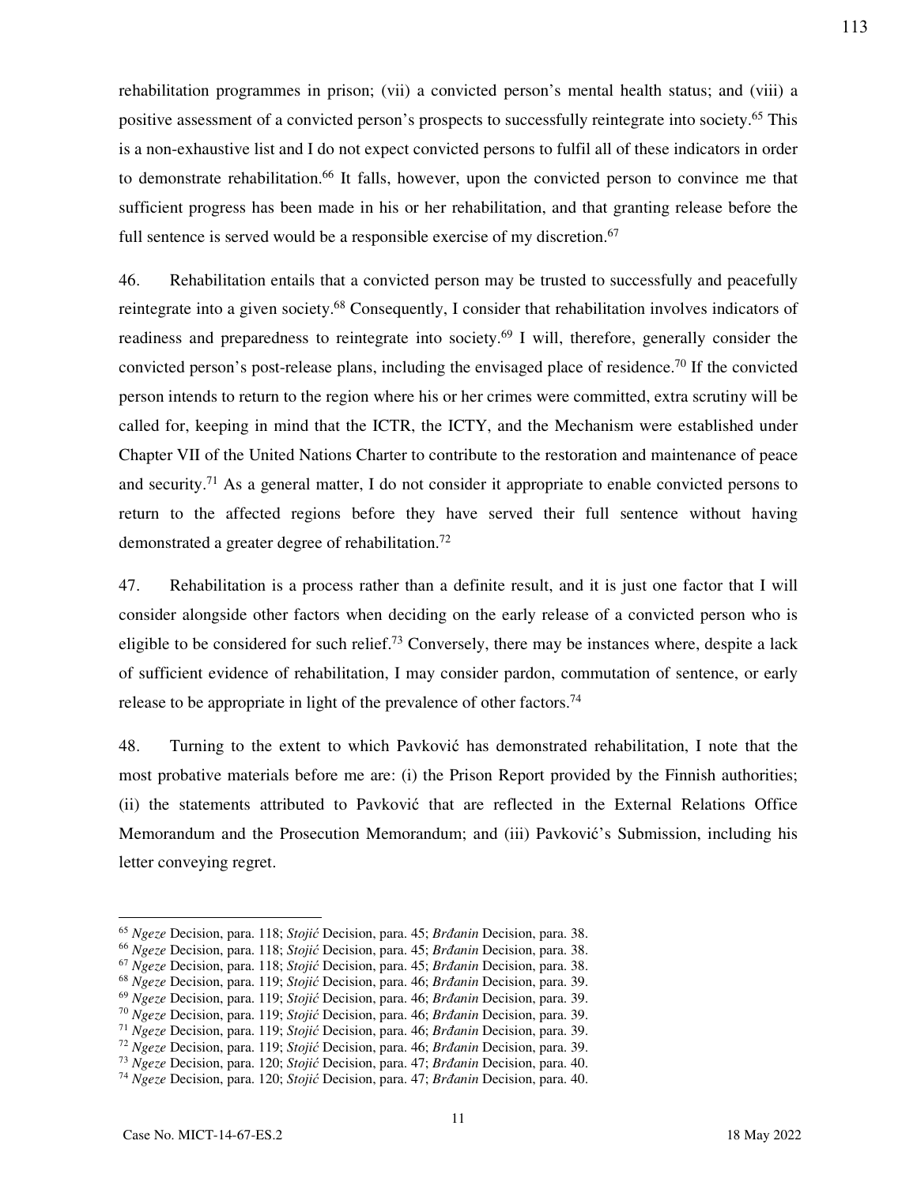rehabilitation programmes in prison; (vii) a convicted person's mental health status; and (viii) a positive assessment of a convicted person's prospects to successfully reintegrate into society.[65] This is a non-exhaustive list and I do not expect convicted persons to fulfil all of these indicators in order to demonstrate rehabilitation.[66] It falls, however, upon the convicted person to convince me that sufficient progress has been made in his or her rehabilitation, and that granting release before the full sentence is served would be a responsible exercise of my discretion.[67]

46. Rehabilitation entails that a convicted person may be trusted to successfully and peacefully reintegrate into a given society.[68] Consequently, I consider that rehabilitation involves indicators of readiness and preparedness to reintegrate into society.[69] I will, therefore, generally consider the convicted person's post-release plans, including the envisaged place of residence.[70] If the convicted person intends to return to the region where his or her crimes were committed, extra scrutiny will be called for, keeping in mind that the ICTR, the ICTY, and the Mechanism were established under Chapter VII of the United Nations Charter to contribute to the restoration and maintenance of peace and security.[71] As a general matter, I do not consider it appropriate to enable convicted persons to return to the affected regions before they have served their full sentence without having demonstrated a greater degree of rehabilitation.[72]

47. Rehabilitation is a process rather than a definite result, and it is just one factor that I will consider alongside other factors when deciding on the early release of a convicted person who is eligible to be considered for such relief.[73] Conversely, there may be instances where, despite a lack of sufficient evidence of rehabilitation, I may consider pardon, commutation of sentence, or early release to be appropriate in light of the prevalence of other factors.[74]

48. Turning to the extent to which Pavković has demonstrated rehabilitation, I note that the most probative materials before me are: (i) the Prison Report provided by the Finnish authorities; (ii) the statements attributed to Pavković that are reflected in the External Relations Office Memorandum and the Prosecution Memorandum; and (iii) Pavković's Submission, including his letter conveying regret.

---

[65] *Ngeze* Decision, para. 118; *Stojić* Decision, para. 45; *Brđanin* Decision, para. 38.
[66] *Ngeze* Decision, para. 118; *Stojić* Decision, para. 45; *Brđanin* Decision, para. 38.
[67] *Ngeze* Decision, para. 118; *Stojić* Decision, para. 45; *Brđanin* Decision, para. 38.
[68] *Ngeze* Decision, para. 119; *Stojić* Decision, para. 46; *Brđanin* Decision, para. 39.
[69] *Ngeze* Decision, para. 119; *Stojić* Decision, para. 46; *Brđanin* Decision, para. 39.
[70] *Ngeze* Decision, para. 119; *Stojić* Decision, para. 46; *Brđanin* Decision, para. 39.
[71] *Ngeze* Decision, para. 119; *Stojić* Decision, para. 46; *Brđanin* Decision, para. 39.
[72] *Ngeze* Decision, para. 119; *Stojić* Decision, para. 46; *Brđanin* Decision, para. 39.
[73] *Ngeze* Decision, para. 120; *Stojić* Decision, para. 47; *Brđanin* Decision, para. 40.
[74] *Ngeze* Decision, para. 120; *Stojić* Decision, para. 47; *Brđanin* Decision, para. 40.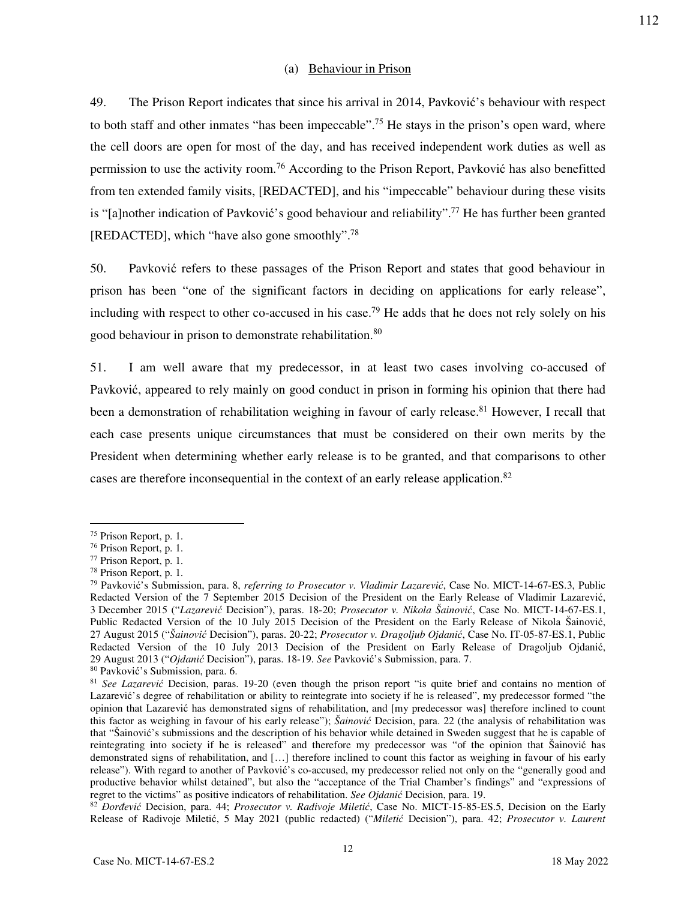(a) Behaviour in Prison

49. The Prison Report indicates that since his arrival in 2014, Pavković's behaviour with respect to both staff and other inmates "has been impeccable".[75] He stays in the prison's open ward, where the cell doors are open for most of the day, and has received independent work duties as well as permission to use the activity room.[76] According to the Prison Report, Pavković has also benefitted from ten extended family visits, [REDACTED], and his "impeccable" behaviour during these visits is "[a]nother indication of Pavković's good behaviour and reliability".[77] He has further been granted [REDACTED], which "have also gone smoothly".[78]

50. Pavković refers to these passages of the Prison Report and states that good behaviour in prison has been "one of the significant factors in deciding on applications for early release", including with respect to other co-accused in his case.[79] He adds that he does not rely solely on his good behaviour in prison to demonstrate rehabilitation.[80]

51. I am well aware that my predecessor, in at least two cases involving co-accused of Pavković, appeared to rely mainly on good conduct in prison in forming his opinion that there had been a demonstration of rehabilitation weighing in favour of early release.[81] However, I recall that each case presents unique circumstances that must be considered on their own merits by the President when determining whether early release is to be granted, and that comparisons to other cases are therefore inconsequential in the context of an early release application.[82]

---

[75] Prison Report, p. 1.

[76] Prison Report, p. 1.

[77] Prison Report, p. 1.

[78] Prison Report, p. 1.

[79] Pavković's Submission, para. 8, *referring to Prosecutor v. Vladimir Lazarević*, Case No. MICT-14-67-ES.3, Public Redacted Version of the 7 September 2015 Decision of the President on the Early Release of Vladimir Lazarević, 3 December 2015 ("*Lazarević* Decision"), paras. 18-20; *Prosecutor v. Nikola Šainović*, Case No. MICT-14-67-ES.1, Public Redacted Version of the 10 July 2015 Decision of the President on the Early Release of Nikola Šainović, 27 August 2015 ("*Šainović* Decision"), paras. 20-22; *Prosecutor v. Dragoljub Ojdanić*, Case No. IT-05-87-ES.1, Public Redacted Version of the 10 July 2013 Decision of the President on Early Release of Dragoljub Ojdanić, 29 August 2013 ("*Ojdanić* Decision"), paras. 18-19. *See* Pavković's Submission, para. 7.

[80] Pavković's Submission, para. 6.

[81] *See Lazarević* Decision, paras. 19-20 (even though the prison report "is quite brief and contains no mention of Lazarević's degree of rehabilitation or ability to reintegrate into society if he is released", my predecessor formed "the opinion that Lazarević has demonstrated signs of rehabilitation, and [my predecessor was] therefore inclined to count this factor as weighing in favour of his early release"); *Šainović* Decision, para. 22 (the analysis of rehabilitation was that "Šainović's submissions and the description of his behavior while detained in Sweden suggest that he is capable of reintegrating into society if he is released" and therefore my predecessor was "of the opinion that Šainović has demonstrated signs of rehabilitation, and […] therefore inclined to count this factor as weighing in favour of his early release"). With regard to another of Pavković's co-accused, my predecessor relied not only on the "generally good and productive behavior whilst detained", but also the "acceptance of the Trial Chamber's findings" and "expressions of regret to the victims" as positive indicators of rehabilitation. *See Ojdanić* Decision, para. 19.

[82] *Đorđević* Decision, para. 44; *Prosecutor v. Radivoje Miletić*, Case No. MICT-15-85-ES.5, Decision on the Early Release of Radivoje Miletić, 5 May 2021 (public redacted) ("*Miletić* Decision"), para. 42; *Prosecutor v. Laurent*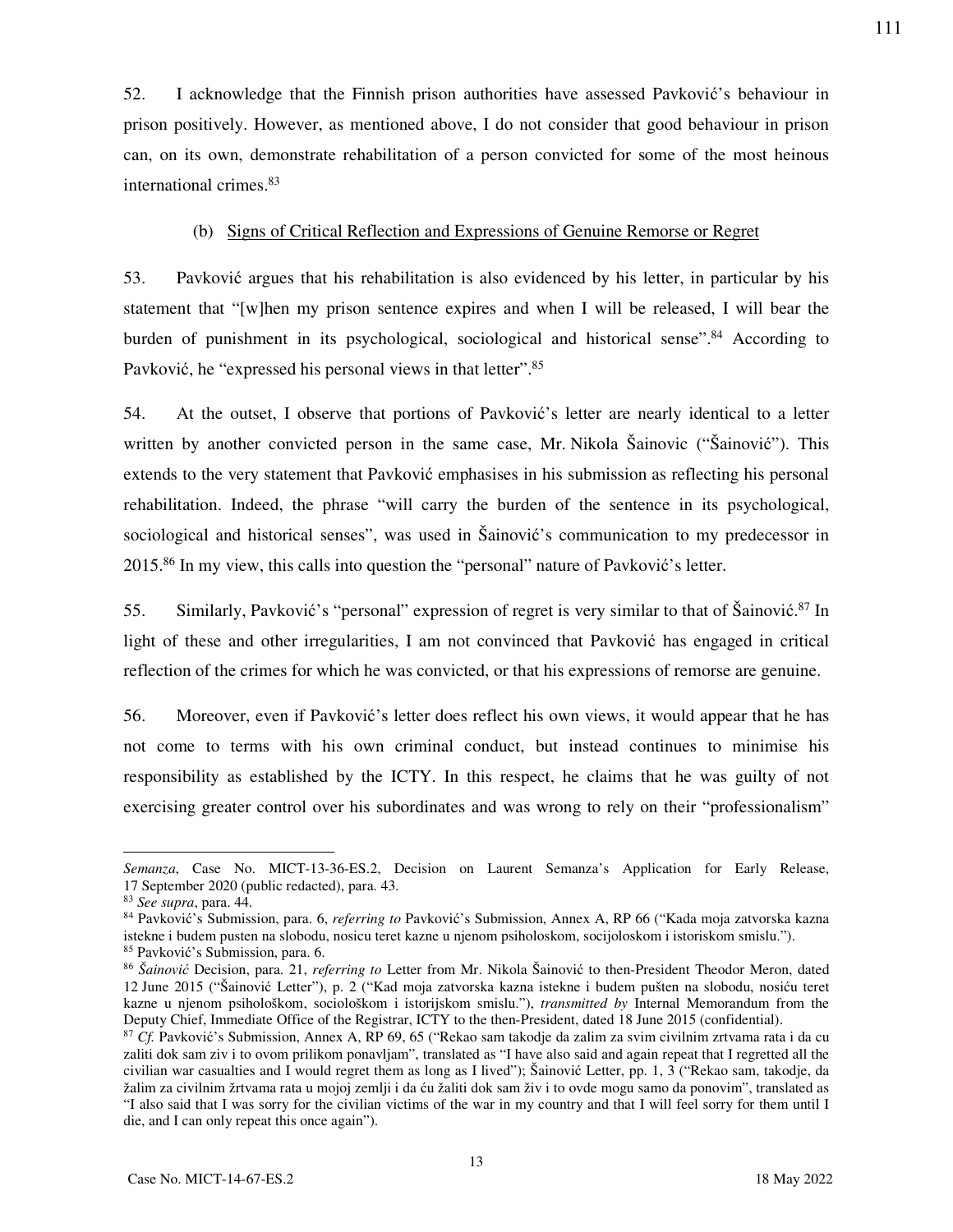52. I acknowledge that the Finnish prison authorities have assessed Pavković's behaviour in prison positively. However, as mentioned above, I do not consider that good behaviour in prison can, on its own, demonstrate rehabilitation of a person convicted for some of the most heinous international crimes.[83]

(b) Signs of Critical Reflection and Expressions of Genuine Remorse or Regret

53. Pavković argues that his rehabilitation is also evidenced by his letter, in particular by his statement that "[w]hen my prison sentence expires and when I will be released, I will bear the burden of punishment in its psychological, sociological and historical sense".[84] According to Pavković, he "expressed his personal views in that letter".[85]

54. At the outset, I observe that portions of Pavković's letter are nearly identical to a letter written by another convicted person in the same case, Mr. Nikola Šainovic ("Šainović"). This extends to the very statement that Pavković emphasises in his submission as reflecting his personal rehabilitation. Indeed, the phrase "will carry the burden of the sentence in its psychological, sociological and historical senses", was used in Šainović's communication to my predecessor in 2015.[86] In my view, this calls into question the "personal" nature of Pavković's letter.

55. Similarly, Pavković's "personal" expression of regret is very similar to that of Šainović.[87] In light of these and other irregularities, I am not convinced that Pavković has engaged in critical reflection of the crimes for which he was convicted, or that his expressions of remorse are genuine.

56. Moreover, even if Pavković's letter does reflect his own views, it would appear that he has not come to terms with his own criminal conduct, but instead continues to minimise his responsibility as established by the ICTY. In this respect, he claims that he was guilty of not exercising greater control over his subordinates and was wrong to rely on their "professionalism"

---

*Semanza*, Case No. MICT-13-36-ES.2, Decision on Laurent Semanza's Application for Early Release, 17 September 2020 (public redacted), para. 43.

[83] *See supra*, para. 44.

[84] Pavković's Submission, para. 6, *referring to* Pavković's Submission, Annex A, RP 66 ("Kada moja zatvorska kazna istekne i budem pusten na slobodu, nosicu teret kazne u njenom psiholoskom, socijoloskom i istoriskom smislu.").

[85] Pavković's Submission, para. 6.

[86] *Šainović* Decision, para. 21, *referring to* Letter from Mr. Nikola Šainović to then-President Theodor Meron, dated 12 June 2015 ("Šainović Letter"), p. 2 ("Kad moja zatvorska kazna istekne i budem pušten na slobodu, nosiću teret kazne u njenom psihološkom, sociološkom i istorijskom smislu."), *transmitted by* Internal Memorandum from the Deputy Chief, Immediate Office of the Registrar, ICTY to the then-President, dated 18 June 2015 (confidential).

[87] *Cf.* Pavković's Submission, Annex A, RP 69, 65 ("Rekao sam takodje da zalim za svim civilnim zrtvama rata i da cu zaliti dok sam ziv i to ovom prilikom ponavljam", translated as "I have also said and again repeat that I regretted all the civilian war casualties and I would regret them as long as I lived"); Šainović Letter, pp. 1, 3 ("Rekao sam, takodje, da žalim za civilnim žrtvama rata u mojoj zemlji i da ću žaliti dok sam živ i to ovde mogu samo da ponovim", translated as "I also said that I was sorry for the civilian victims of the war in my country and that I will feel sorry for them until I die, and I can only repeat this once again").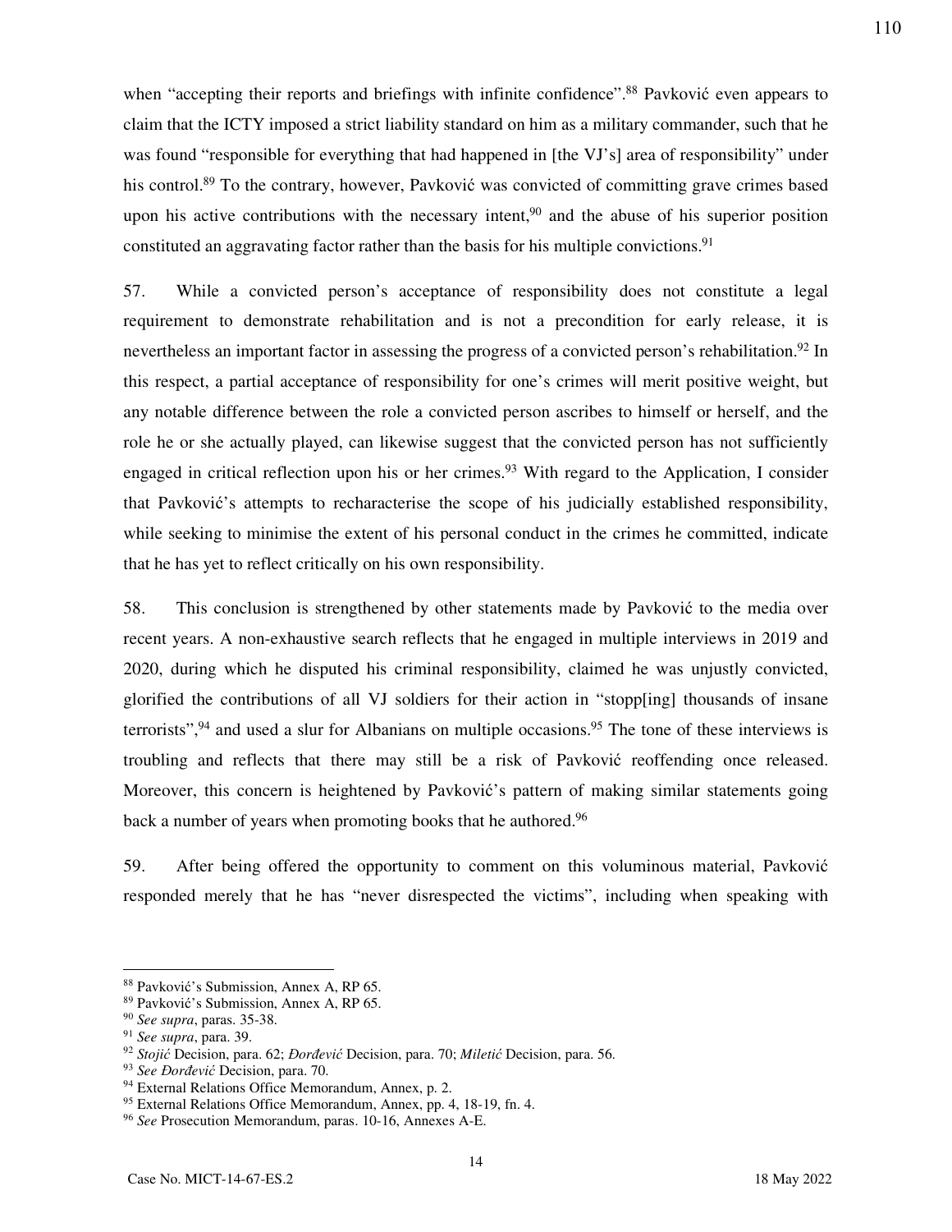when "accepting their reports and briefings with infinite confidence".[88] Pavković even appears to claim that the ICTY imposed a strict liability standard on him as a military commander, such that he was found "responsible for everything that had happened in [the VJ's] area of responsibility" under his control.[89] To the contrary, however, Pavković was convicted of committing grave crimes based upon his active contributions with the necessary intent,[90] and the abuse of his superior position constituted an aggravating factor rather than the basis for his multiple convictions.[91]

57. While a convicted person's acceptance of responsibility does not constitute a legal requirement to demonstrate rehabilitation and is not a precondition for early release, it is nevertheless an important factor in assessing the progress of a convicted person's rehabilitation.[92] In this respect, a partial acceptance of responsibility for one's crimes will merit positive weight, but any notable difference between the role a convicted person ascribes to himself or herself, and the role he or she actually played, can likewise suggest that the convicted person has not sufficiently engaged in critical reflection upon his or her crimes.[93] With regard to the Application, I consider that Pavković's attempts to recharacterise the scope of his judicially established responsibility, while seeking to minimise the extent of his personal conduct in the crimes he committed, indicate that he has yet to reflect critically on his own responsibility.

58. This conclusion is strengthened by other statements made by Pavković to the media over recent years. A non-exhaustive search reflects that he engaged in multiple interviews in 2019 and 2020, during which he disputed his criminal responsibility, claimed he was unjustly convicted, glorified the contributions of all VJ soldiers for their action in "stopp[ing] thousands of insane terrorists",[94] and used a slur for Albanians on multiple occasions.[95] The tone of these interviews is troubling and reflects that there may still be a risk of Pavković reoffending once released. Moreover, this concern is heightened by Pavković's pattern of making similar statements going back a number of years when promoting books that he authored.[96]

59. After being offered the opportunity to comment on this voluminous material, Pavković responded merely that he has "never disrespected the victims", including when speaking with

---

[88] Pavković's Submission, Annex A, RP 65.
[89] Pavković's Submission, Annex A, RP 65.
[90] *See supra*, paras. 35-38.
[91] *See supra*, para. 39.
[92] *Stojić* Decision, para. 62; *Đorđević* Decision, para. 70; *Miletić* Decision, para. 56.
[93] *See Đorđević* Decision, para. 70.
[94] External Relations Office Memorandum, Annex, p. 2.
[95] External Relations Office Memorandum, Annex, pp. 4, 18-19, fn. 4.
[96] *See* Prosecution Memorandum, paras. 10-16, Annexes A-E.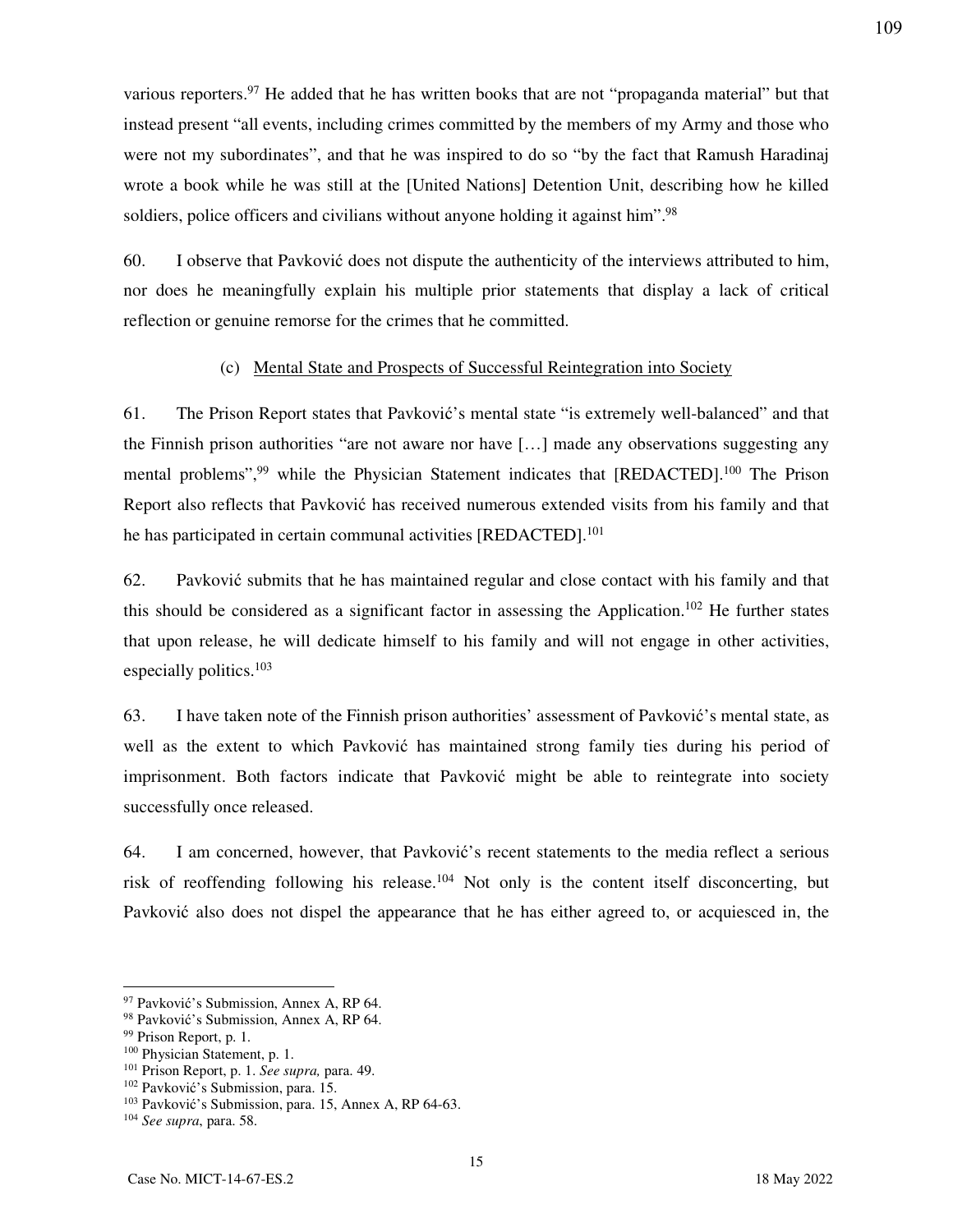various reporters.[97] He added that he has written books that are not "propaganda material" but that instead present "all events, including crimes committed by the members of my Army and those who were not my subordinates", and that he was inspired to do so "by the fact that Ramush Haradinaj wrote a book while he was still at the [United Nations] Detention Unit, describing how he killed soldiers, police officers and civilians without anyone holding it against him".[98]

60. I observe that Pavković does not dispute the authenticity of the interviews attributed to him, nor does he meaningfully explain his multiple prior statements that display a lack of critical reflection or genuine remorse for the crimes that he committed.

(c) Mental State and Prospects of Successful Reintegration into Society

61. The Prison Report states that Pavković's mental state "is extremely well-balanced" and that the Finnish prison authorities "are not aware nor have […] made any observations suggesting any mental problems",[99] while the Physician Statement indicates that [REDACTED].[100] The Prison Report also reflects that Pavković has received numerous extended visits from his family and that he has participated in certain communal activities [REDACTED].[101]

62. Pavković submits that he has maintained regular and close contact with his family and that this should be considered as a significant factor in assessing the Application.[102] He further states that upon release, he will dedicate himself to his family and will not engage in other activities, especially politics.[103]

63. I have taken note of the Finnish prison authorities' assessment of Pavković's mental state, as well as the extent to which Pavković has maintained strong family ties during his period of imprisonment. Both factors indicate that Pavković might be able to reintegrate into society successfully once released.

64. I am concerned, however, that Pavković's recent statements to the media reflect a serious risk of reoffending following his release.[104] Not only is the content itself disconcerting, but Pavković also does not dispel the appearance that he has either agreed to, or acquiesced in, the

---

[97] Pavković's Submission, Annex A, RP 64.
[98] Pavković's Submission, Annex A, RP 64.
[99] Prison Report, p. 1.
[100] Physician Statement, p. 1.
[101] Prison Report, p. 1. *See supra,* para. 49.
[102] Pavković's Submission, para. 15.
[103] Pavković's Submission, para. 15, Annex A, RP 64-63.
[104] *See supra*, para. 58.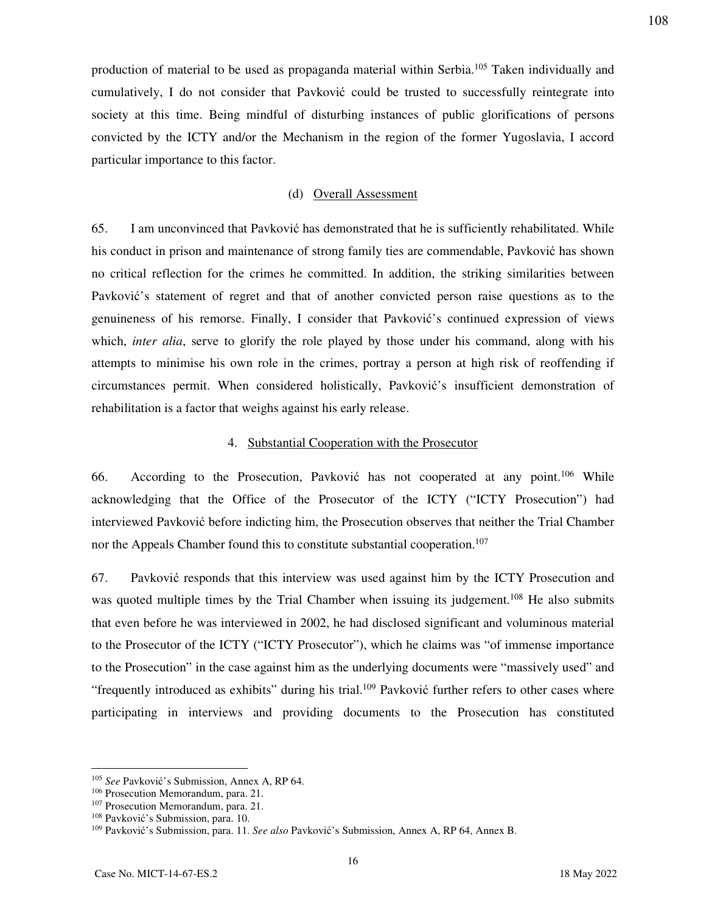production of material to be used as propaganda material within Serbia.[105] Taken individually and cumulatively, I do not consider that Pavković could be trusted to successfully reintegrate into society at this time. Being mindful of disturbing instances of public glorifications of persons convicted by the ICTY and/or the Mechanism in the region of the former Yugoslavia, I accord particular importance to this factor.

#### (d) Overall Assessment

65. I am unconvinced that Pavković has demonstrated that he is sufficiently rehabilitated. While his conduct in prison and maintenance of strong family ties are commendable, Pavković has shown no critical reflection for the crimes he committed. In addition, the striking similarities between Pavković's statement of regret and that of another convicted person raise questions as to the genuineness of his remorse. Finally, I consider that Pavković's continued expression of views which, *inter alia*, serve to glorify the role played by those under his command, along with his attempts to minimise his own role in the crimes, portray a person at high risk of reoffending if circumstances permit. When considered holistically, Pavković's insufficient demonstration of rehabilitation is a factor that weighs against his early release.

### 4. Substantial Cooperation with the Prosecutor

66. According to the Prosecution, Pavković has not cooperated at any point.[106] While acknowledging that the Office of the Prosecutor of the ICTY ("ICTY Prosecution") had interviewed Pavković before indicting him, the Prosecution observes that neither the Trial Chamber nor the Appeals Chamber found this to constitute substantial cooperation.[107]

67. Pavković responds that this interview was used against him by the ICTY Prosecution and was quoted multiple times by the Trial Chamber when issuing its judgement.[108] He also submits that even before he was interviewed in 2002, he had disclosed significant and voluminous material to the Prosecutor of the ICTY ("ICTY Prosecutor"), which he claims was "of immense importance to the Prosecution" in the case against him as the underlying documents were "massively used" and "frequently introduced as exhibits" during his trial.[109] Pavković further refers to other cases where participating in interviews and providing documents to the Prosecution has constituted

---

[105] *See* Pavković's Submission, Annex A, RP 64.

[106] Prosecution Memorandum, para. 21.

[107] Prosecution Memorandum, para. 21.

[108] Pavković's Submission, para. 10.

[109] Pavković's Submission, para. 11. *See also* Pavković's Submission, Annex A, RP 64, Annex B.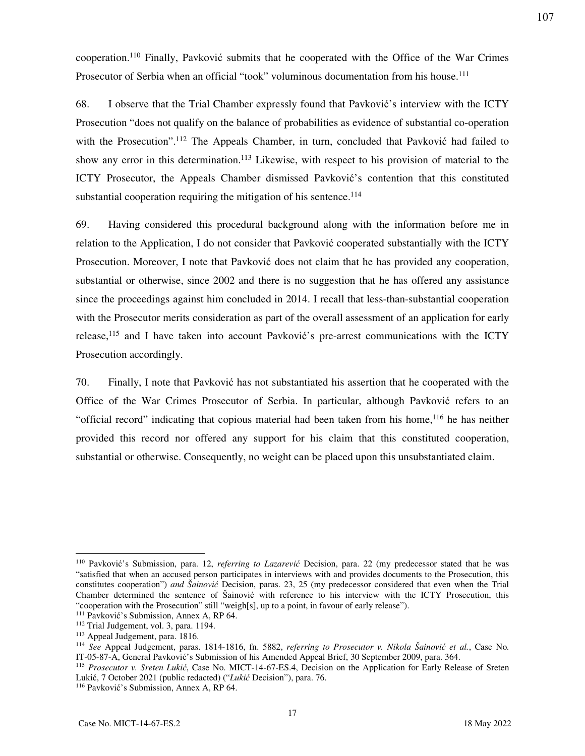cooperation.[110] Finally, Pavković submits that he cooperated with the Office of the War Crimes Prosecutor of Serbia when an official "took" voluminous documentation from his house.[111]

68. I observe that the Trial Chamber expressly found that Pavković's interview with the ICTY Prosecution "does not qualify on the balance of probabilities as evidence of substantial co-operation with the Prosecution".[112] The Appeals Chamber, in turn, concluded that Pavković had failed to show any error in this determination.[113] Likewise, with respect to his provision of material to the ICTY Prosecutor, the Appeals Chamber dismissed Pavković's contention that this constituted substantial cooperation requiring the mitigation of his sentence.[114]

69. Having considered this procedural background along with the information before me in relation to the Application, I do not consider that Pavković cooperated substantially with the ICTY Prosecution. Moreover, I note that Pavković does not claim that he has provided any cooperation, substantial or otherwise, since 2002 and there is no suggestion that he has offered any assistance since the proceedings against him concluded in 2014. I recall that less-than-substantial cooperation with the Prosecutor merits consideration as part of the overall assessment of an application for early release,[115] and I have taken into account Pavković's pre-arrest communications with the ICTY Prosecution accordingly.

70. Finally, I note that Pavković has not substantiated his assertion that he cooperated with the Office of the War Crimes Prosecutor of Serbia. In particular, although Pavković refers to an "official record" indicating that copious material had been taken from his home,[116] he has neither provided this record nor offered any support for his claim that this constituted cooperation, substantial or otherwise. Consequently, no weight can be placed upon this unsubstantiated claim.

---

[110] Pavković's Submission, para. 12, *referring to Lazarević* Decision, para. 22 (my predecessor stated that he was "satisfied that when an accused person participates in interviews with and provides documents to the Prosecution, this constitutes cooperation") *and Šainović* Decision, paras. 23, 25 (my predecessor considered that even when the Trial Chamber determined the sentence of Šainović with reference to his interview with the ICTY Prosecution, this "cooperation with the Prosecution" still "weigh[s], up to a point, in favour of early release").

[111] Pavković's Submission, Annex A, RP 64.

[112] Trial Judgement, vol. 3, para. 1194.

[113] Appeal Judgement, para. 1816.

[114] *See* Appeal Judgement, paras. 1814-1816, fn. 5882, *referring to Prosecutor v. Nikola Šainović et al.*, Case No. IT-05-87-A, General Pavković's Submission of his Amended Appeal Brief, 30 September 2009, para. 364.

[115] *Prosecutor v. Sreten Lukić*, Case No. MICT-14-67-ES.4, Decision on the Application for Early Release of Sreten Lukić, 7 October 2021 (public redacted) ("*Lukić* Decision"), para. 76.

[116] Pavković's Submission, Annex A, RP 64.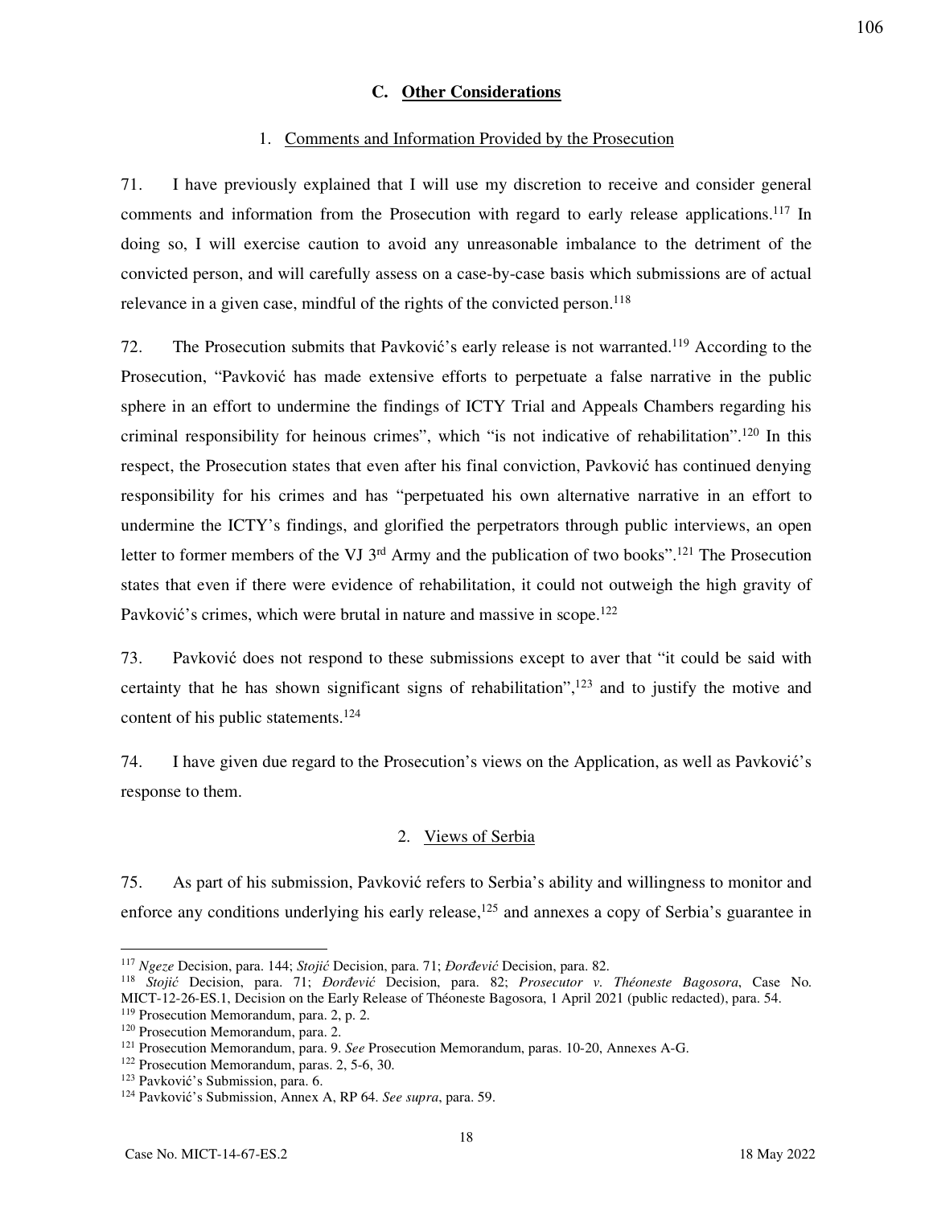### C. Other Considerations

#### 1. Comments and Information Provided by the Prosecution

71. I have previously explained that I will use my discretion to receive and consider general comments and information from the Prosecution with regard to early release applications.[117] In doing so, I will exercise caution to avoid any unreasonable imbalance to the detriment of the convicted person, and will carefully assess on a case-by-case basis which submissions are of actual relevance in a given case, mindful of the rights of the convicted person.[118]

72. The Prosecution submits that Pavković's early release is not warranted.[119] According to the Prosecution, "Pavković has made extensive efforts to perpetuate a false narrative in the public sphere in an effort to undermine the findings of ICTY Trial and Appeals Chambers regarding his criminal responsibility for heinous crimes", which "is not indicative of rehabilitation".[120] In this respect, the Prosecution states that even after his final conviction, Pavković has continued denying responsibility for his crimes and has "perpetuated his own alternative narrative in an effort to undermine the ICTY's findings, and glorified the perpetrators through public interviews, an open letter to former members of the VJ 3rd Army and the publication of two books".[121] The Prosecution states that even if there were evidence of rehabilitation, it could not outweigh the high gravity of Pavković's crimes, which were brutal in nature and massive in scope.[122]

73. Pavković does not respond to these submissions except to aver that "it could be said with certainty that he has shown significant signs of rehabilitation",[123] and to justify the motive and content of his public statements.[124]

74. I have given due regard to the Prosecution's views on the Application, as well as Pavković's response to them.

#### 2. Views of Serbia

75. As part of his submission, Pavković refers to Serbia's ability and willingness to monitor and enforce any conditions underlying his early release,[125] and annexes a copy of Serbia's guarantee in

---

[117] *Ngeze* Decision, para. 144; *Stojić* Decision, para. 71; *Đorđević* Decision, para. 82.

[118] *Stojić* Decision, para. 71; *Đorđević* Decision, para. 82; *Prosecutor v. Théoneste Bagosora*, Case No. MICT-12-26-ES.1, Decision on the Early Release of Théoneste Bagosora, 1 April 2021 (public redacted), para. 54.

[119] Prosecution Memorandum, para. 2, p. 2.

[120] Prosecution Memorandum, para. 2.

[121] Prosecution Memorandum, para. 9. *See* Prosecution Memorandum, paras. 10-20, Annexes A-G.

[122] Prosecution Memorandum, paras. 2, 5-6, 30.

[123] Pavković's Submission, para. 6.

[124] Pavković's Submission, Annex A, RP 64. *See supra*, para. 59.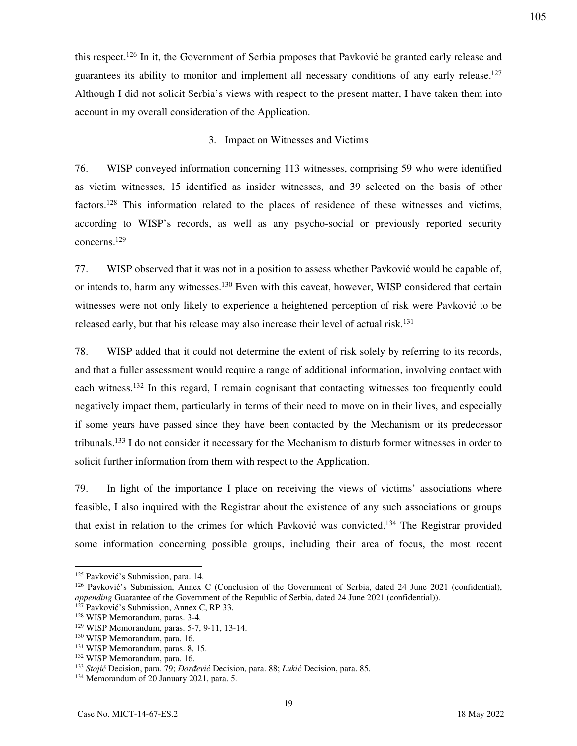this respect.[126] In it, the Government of Serbia proposes that Pavković be granted early release and guarantees its ability to monitor and implement all necessary conditions of any early release.[127] Although I did not solicit Serbia's views with respect to the present matter, I have taken them into account in my overall consideration of the Application.

### 3. Impact on Witnesses and Victims

76. WISP conveyed information concerning 113 witnesses, comprising 59 who were identified as victim witnesses, 15 identified as insider witnesses, and 39 selected on the basis of other factors.[128] This information related to the places of residence of these witnesses and victims, according to WISP's records, as well as any psycho-social or previously reported security concerns.[129]

77. WISP observed that it was not in a position to assess whether Pavković would be capable of, or intends to, harm any witnesses.[130] Even with this caveat, however, WISP considered that certain witnesses were not only likely to experience a heightened perception of risk were Pavković to be released early, but that his release may also increase their level of actual risk.[131]

78. WISP added that it could not determine the extent of risk solely by referring to its records, and that a fuller assessment would require a range of additional information, involving contact with each witness.[132] In this regard, I remain cognisant that contacting witnesses too frequently could negatively impact them, particularly in terms of their need to move on in their lives, and especially if some years have passed since they have been contacted by the Mechanism or its predecessor tribunals.[133] I do not consider it necessary for the Mechanism to disturb former witnesses in order to solicit further information from them with respect to the Application.

79. In light of the importance I place on receiving the views of victims' associations where feasible, I also inquired with the Registrar about the existence of any such associations or groups that exist in relation to the crimes for which Pavković was convicted.[134] The Registrar provided some information concerning possible groups, including their area of focus, the most recent

---

[125] Pavković's Submission, para. 14.

[126] Pavković's Submission, Annex C (Conclusion of the Government of Serbia, dated 24 June 2021 (confidential), *appending* Guarantee of the Government of the Republic of Serbia, dated 24 June 2021 (confidential)).

[127] Pavković's Submission, Annex C, RP 33.

[128] WISP Memorandum, paras. 3-4.

[129] WISP Memorandum, paras. 5-7, 9-11, 13-14.

[130] WISP Memorandum, para. 16.

[131] WISP Memorandum, paras. 8, 15.

[132] WISP Memorandum, para. 16.

[133] *Stojić* Decision, para. 79; *Đorđević* Decision, para. 88; *Lukić* Decision, para. 85.

[134] Memorandum of 20 January 2021, para. 5.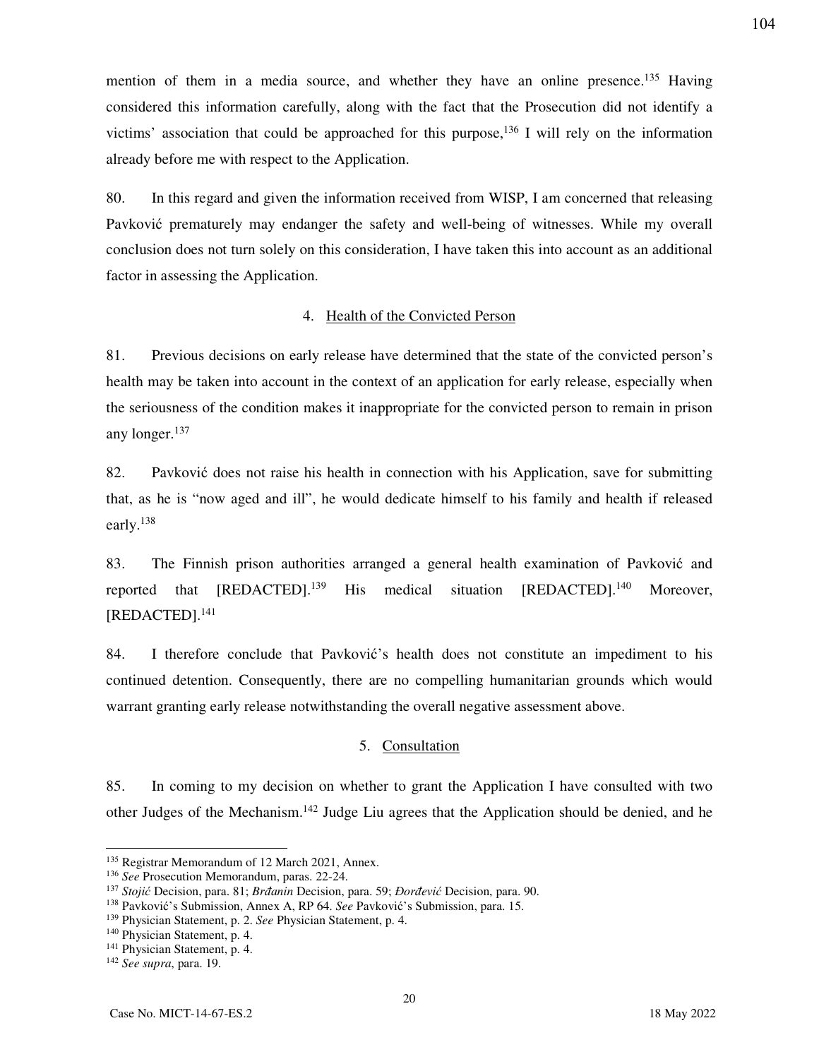mention of them in a media source, and whether they have an online presence.[135] Having considered this information carefully, along with the fact that the Prosecution did not identify a victims' association that could be approached for this purpose,[136] I will rely on the information already before me with respect to the Application.

80. In this regard and given the information received from WISP, I am concerned that releasing Pavković prematurely may endanger the safety and well-being of witnesses. While my overall conclusion does not turn solely on this consideration, I have taken this into account as an additional factor in assessing the Application.

### 4. Health of the Convicted Person

81. Previous decisions on early release have determined that the state of the convicted person's health may be taken into account in the context of an application for early release, especially when the seriousness of the condition makes it inappropriate for the convicted person to remain in prison any longer.[137]

82. Pavković does not raise his health in connection with his Application, save for submitting that, as he is "now aged and ill", he would dedicate himself to his family and health if released early.[138]

83. The Finnish prison authorities arranged a general health examination of Pavković and reported that [REDACTED].[139] His medical situation [REDACTED].[140] Moreover, [REDACTED].[141]

84. I therefore conclude that Pavković's health does not constitute an impediment to his continued detention. Consequently, there are no compelling humanitarian grounds which would warrant granting early release notwithstanding the overall negative assessment above.

### 5. Consultation

85. In coming to my decision on whether to grant the Application I have consulted with two other Judges of the Mechanism.[142] Judge Liu agrees that the Application should be denied, and he

---

[135] Registrar Memorandum of 12 March 2021, Annex.

[136] *See* Prosecution Memorandum, paras. 22-24.

[137] *Stojić* Decision, para. 81; *Brđanin* Decision, para. 59; *Đorđević* Decision, para. 90.

[138] Pavković's Submission, Annex A, RP 64. *See* Pavković's Submission, para. 15.

[139] Physician Statement, p. 2. *See* Physician Statement, p. 4.

[140] Physician Statement, p. 4.

[141] Physician Statement, p. 4.

[142] *See supra*, para. 19.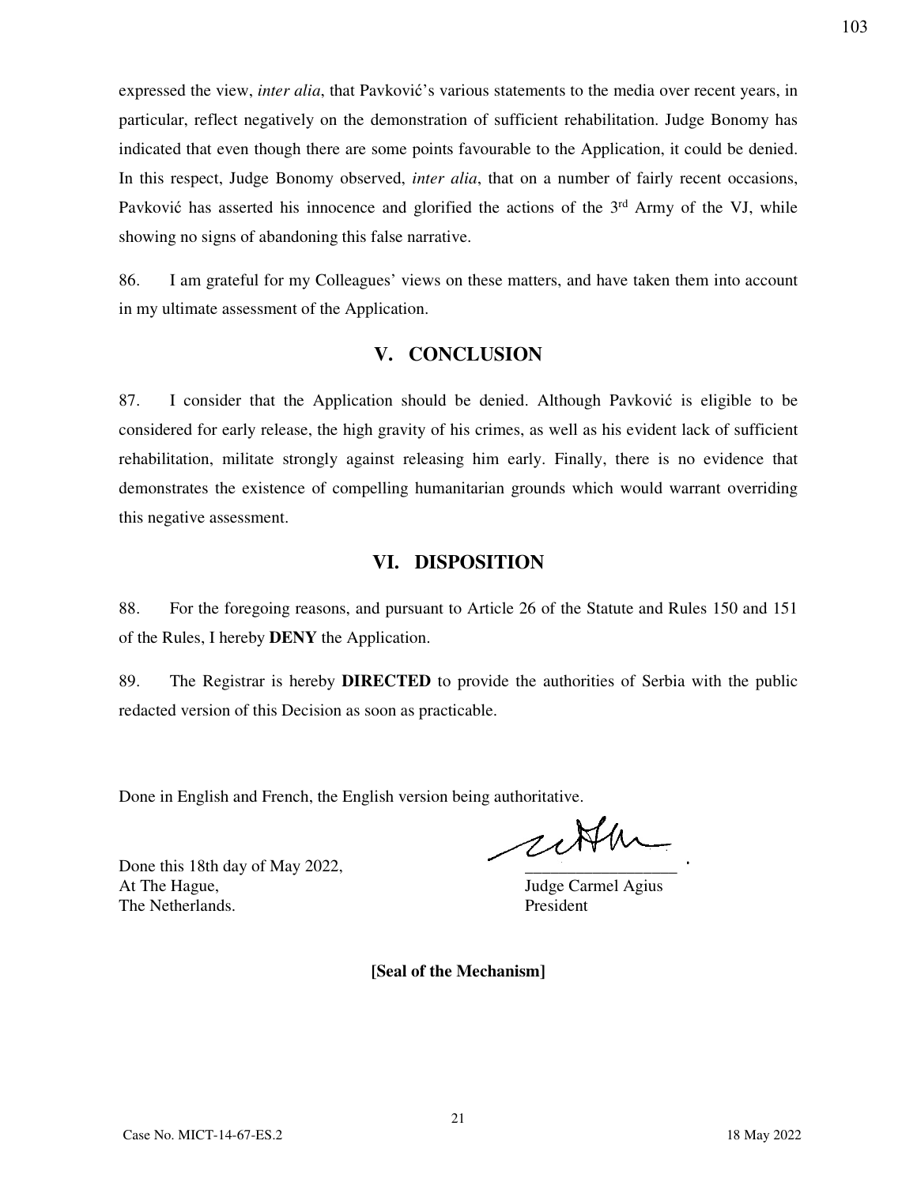expressed the view, *inter alia*, that Pavković's various statements to the media over recent years, in particular, reflect negatively on the demonstration of sufficient rehabilitation. Judge Bonomy has indicated that even though there are some points favourable to the Application, it could be denied. In this respect, Judge Bonomy observed, *inter alia*, that on a number of fairly recent occasions, Pavković has asserted his innocence and glorified the actions of the 3rd Army of the VJ, while showing no signs of abandoning this false narrative.

86. I am grateful for my Colleagues' views on these matters, and have taken them into account in my ultimate assessment of the Application.

## V. CONCLUSION

87. I consider that the Application should be denied. Although Pavković is eligible to be considered for early release, the high gravity of his crimes, as well as his evident lack of sufficient rehabilitation, militate strongly against releasing him early. Finally, there is no evidence that demonstrates the existence of compelling humanitarian grounds which would warrant overriding this negative assessment.

## VI. DISPOSITION

88. For the foregoing reasons, and pursuant to Article 26 of the Statute and Rules 150 and 151 of the Rules, I hereby **DENY** the Application.

89. The Registrar is hereby **DIRECTED** to provide the authorities of Serbia with the public redacted version of this Decision as soon as practicable.

Done in English and French, the English version being authoritative.

Done this 18th day of May 2022,
At The Hague,
The Netherlands.

Judge Carmel Agius
President

**[Seal of the Mechanism]**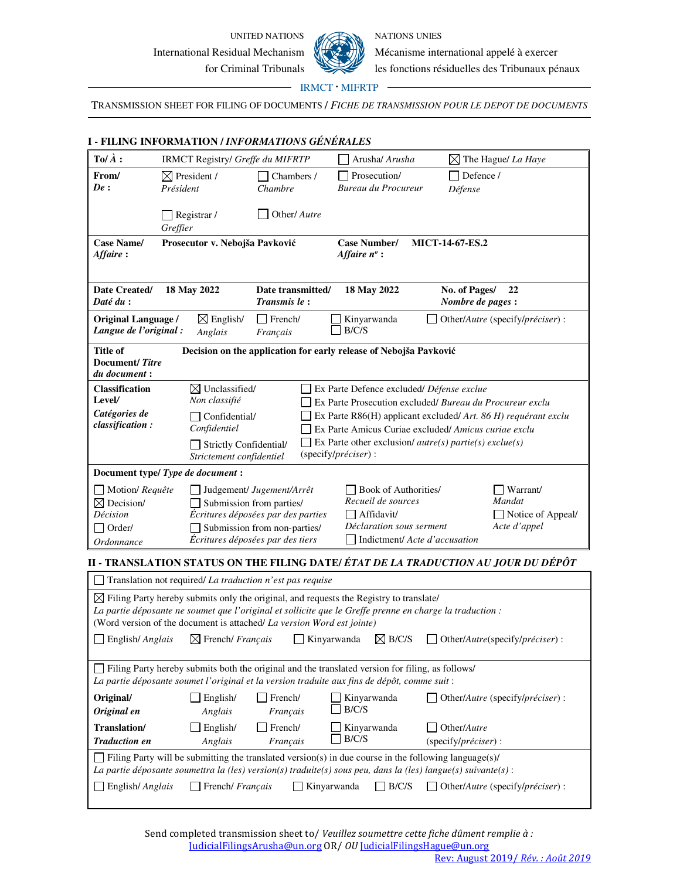UNITED NATIONS
International Residual Mechanism
for Criminal Tribunals

NATIONS UNIES
Mécanisme international appelé à exercer
les fonctions résiduelles des Tribunaux pénaux

IRMCT · MIFRTP

TRANSMISSION SHEET FOR FILING OF DOCUMENTS / *FICHE DE TRANSMISSION POUR LE DEPOT DE DOCUMENTS*

## I - FILING INFORMATION / *INFORMATIONS GÉNÉRALES*

| | | | | |
|---|---|---|---|---|
| **To/ *À* :** | IRMCT Registry/ *Greffe du MIFRTP* | | ☐ Arusha/ *Arusha* | ☒ The Hague/ *La Haye* |
| **From/ *De* :** | ☒ President / *Président*<br>☐ Registrar / *Greffier* | ☐ Chambers / *Chambre*<br>☐ Other/ *Autre* | ☐ Prosecution/ *Bureau du Procureur* | ☐ Defence / *Défense* |
| **Case Name/ *Affaire* :** | **Prosecutor v. Nebojša Pavković** | | **Case Number/ *Affaire nº* :** | **MICT-14-67-ES.2** |
| **Date Created/ *Daté du* :** | **18 May 2022** | **Date transmitted/ *Transmis le* :** | **18 May 2022** | **No. of Pages/ *Nombre de pages* :** 22 |
| **Original Language / *Langue de l'original* :** | ☒ English/ *Anglais* | ☐ French/ *Français* | ☐ Kinyarwanda<br>☐ B/C/S | ☐ Other/*Autre* (specify/*préciser*) : |
| **Title of Document/ *Titre du document* :** | **Decision on the application for early release of Nebojša Pavković** | | | |
| **Classification Level/ *Catégories de classification* :** | ☒ Unclassified/ *Non classifié*<br>☐ Confidential/ *Confidentiel*<br>☐ Strictly Confidential/ *Strictement confidentiel* | ☐ Ex Parte Defence excluded/ *Défense exclue*<br>☐ Ex Parte Prosecution excluded/ *Bureau du Procureur exclu*<br>☐ Ex Parte R86(H) applicant excluded/ *Art. 86 H) requérant exclu*<br>☐ Ex Parte Amicus Curiae excluded/ *Amicus curiae exclu*<br>☐ Ex Parte other exclusion/ *autre(s) partie(s) exclue(s)* (specify/*préciser*) : | | |

**Document type/ *Type de document* :**

| | | | |
|---|---|---|---|
| ☐ Motion/ *Requête* | ☐ Judgement/ *Jugement/Arrêt* | ☐ Book of Authorities/ *Recueil de sources* | ☐ Warrant/ *Mandat* |
| ☒ Decision/ *Décision* | ☐ Submission from parties/ *Écritures déposées par des parties* | ☐ Affidavit/ *Déclaration sous serment* | ☐ Notice of Appeal/ *Acte d'appel* |
| ☐ Order/ *Ordonnance* | ☐ Submission from non-parties/ *Écritures déposées par des tiers* | ☐ Indictment/ *Acte d'accusation* | |

## II - TRANSLATION STATUS ON THE FILING DATE/ *ÉTAT DE LA TRADUCTION AU JOUR DU DÉPÔT*

☐ Translation not required/ *La traduction n'est pas requise*

☒ Filing Party hereby submits only the original, and requests the Registry to translate/
*La partie déposante ne soumet que l'original et sollicite que le Greffe prenne en charge la traduction :*
(Word version of the document is attached/ *La version Word est jointe*)

☐ English/ *Anglais* ☒ French/ *Français* ☐ Kinyarwanda ☒ B/C/S ☐ Other/*Autre*(specify/*préciser*) :

☐ Filing Party hereby submits both the original and the translated version for filing, as follows/
*La partie déposante soumet l'original et la version traduite aux fins de dépôt, comme suit :*

| | | | | |
|---|---|---|---|---|
| **Original/ *Original en*** | ☐ English/ *Anglais* | ☐ French/ *Français* | ☐ Kinyarwanda<br>☐ B/C/S | ☐ Other/*Autre* (specify/*préciser*) : |
| **Translation/ *Traduction en*** | ☐ English/ *Anglais* | ☐ French/ *Français* | ☐ Kinyarwanda<br>☐ B/C/S | ☐ Other/*Autre* (specify/*préciser*) : |

☐ Filing Party will be submitting the translated version(s) in due course in the following language(s)/
*La partie déposante soumettra la (les) version(s) traduite(s) sous peu, dans la (les) langue(s) suivante(s) :*

☐ English/ *Anglais* ☐ French/ *Français* ☐ Kinyarwanda ☐ B/C/S ☐ Other/*Autre* (specify/*préciser*) :

Send completed transmission sheet to/ *Veuillez soumettre cette fiche dûment remplie à :*
JudicialFilingsArusha@un.org OR/ *OU* JudicialFilingsHague@un.org

Rev: August 2019/ *Rév. : Août 2019*